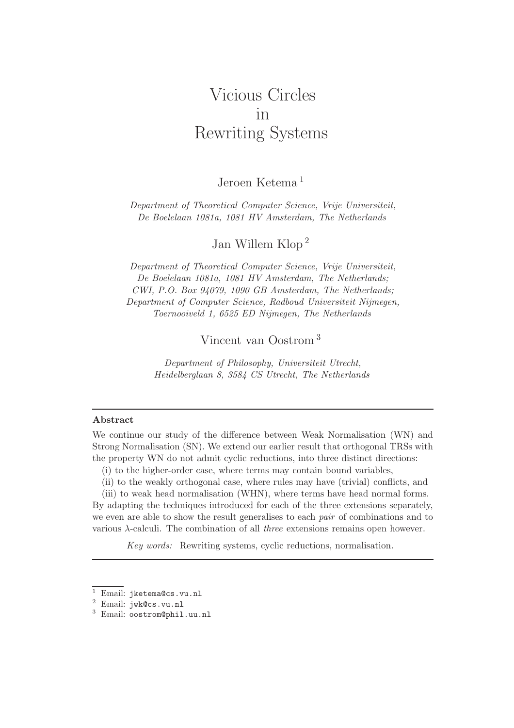# Vicious Circles in Rewriting Systems

Jeroen Ketema [1]

*Department of Theoretical Computer Science, Vrije Universiteit, De Boelelaan 1081a, 1081 HV Amsterdam, The Netherlands*

Jan Willem Klop [2]

*Department of Theoretical Computer Science, Vrije Universiteit, De Boelelaan 1081a, 1081 HV Amsterdam, The Netherlands; CWI, P.O. Box 94079, 1090 GB Amsterdam, The Netherlands; Department of Computer Science, Radboud Universiteit Nijmegen, Toernooiveld 1, 6525 ED Nijmegen, The Netherlands*

Vincent van Oostrom [3]

*Department of Philosophy, Universiteit Utrecht, Heidelberglaan 8, 3584 CS Utrecht, The Netherlands*

---

**Abstract**

We continue our study of the difference between Weak Normalisation (WN) and Strong Normalisation (SN). We extend our earlier result that orthogonal TRSs with the property WN do not admit cyclic reductions, into three distinct directions:

(i) to the higher-order case, where terms may contain bound variables,

(ii) to the weakly orthogonal case, where rules may have (trivial) conflicts, and

(iii) to weak head normalisation (WHN), where terms have head normal forms.

By adapting the techniques introduced for each of the three extensions separately, we even are able to show the result generalises to each *pair* of combinations and to various $\lambda$-calculi. The combination of all *three* extensions remains open however.

*Key words:* Rewriting systems, cyclic reductions, normalisation.

---

[1] Email: `jketema@cs.vu.nl`

[2] Email: `jwk@cs.vu.nl`

[3] Email: `oostrom@phil.uu.nl`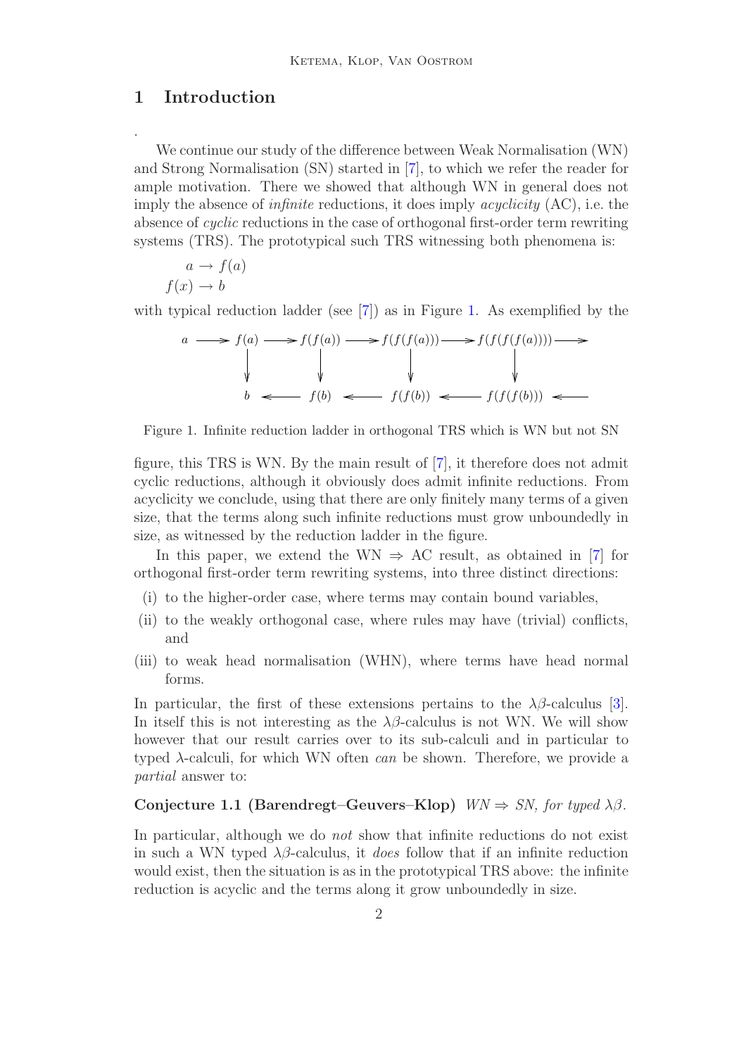# 1 Introduction

We continue our study of the difference between Weak Normalisation (WN) and Strong Normalisation (SN) started in [7], to which we refer the reader for ample motivation. There we showed that although WN in general does not imply the absence of *infinite* reductions, it does imply *acyclicity* (AC), i.e. the absence of *cyclic* reductions in the case of orthogonal first-order term rewriting systems (TRS). The prototypical such TRS witnessing both phenomena is:

$$
\begin{aligned}
a &\to f(a) \\
f(x) &\to b
\end{aligned}
$$

with typical reduction ladder (see [7]) as in Figure 1. As exemplified by the

$$
\begin{array}{ccccccccc}
a & \longrightarrow & f(a) & \longrightarrow & f(f(a)) & \longrightarrow & f(f(f(a))) & \longrightarrow & f(f(f(f(a)))) \longrightarrow \\
 & & \downarrow & & \downarrow & & \downarrow & & \downarrow \\
 & & b & \longleftarrow & f(b) & \longleftarrow & f(f(b)) & \longleftarrow & f(f(f(b))) \longleftarrow
\end{array}
$$

Figure 1. Infinite reduction ladder in orthogonal TRS which is WN but not SN

figure, this TRS is WN. By the main result of [7], it therefore does not admit cyclic reductions, although it obviously does admit infinite reductions. From acyclicity we conclude, using that there are only finitely many terms of a given size, that the terms along such infinite reductions must grow unboundedly in size, as witnessed by the reduction ladder in the figure.

In this paper, we extend the WN $\Rightarrow$ AC result, as obtained in [7] for orthogonal first-order term rewriting systems, into three distinct directions:

(i) to the higher-order case, where terms may contain bound variables,

(ii) to the weakly orthogonal case, where rules may have (trivial) conflicts, and

(iii) to weak head normalisation (WHN), where terms have head normal forms.

In particular, the first of these extensions pertains to the $\lambda\beta$-calculus [3]. In itself this is not interesting as the $\lambda\beta$-calculus is not WN. We will show however that our result carries over to its sub-calculi and in particular to typed $\lambda$-calculi, for which WN often *can* be shown. Therefore, we provide a *partial* answer to:

**Conjecture 1.1 (Barendregt–Geuvers–Klop)** *WN $\Rightarrow$ SN, for typed $\lambda\beta$.*

In particular, although we do *not* show that infinite reductions do not exist in such a WN typed $\lambda\beta$-calculus, it *does* follow that if an infinite reduction would exist, then the situation is as in the prototypical TRS above: the infinite reduction is acyclic and the terms along it grow unboundedly in size.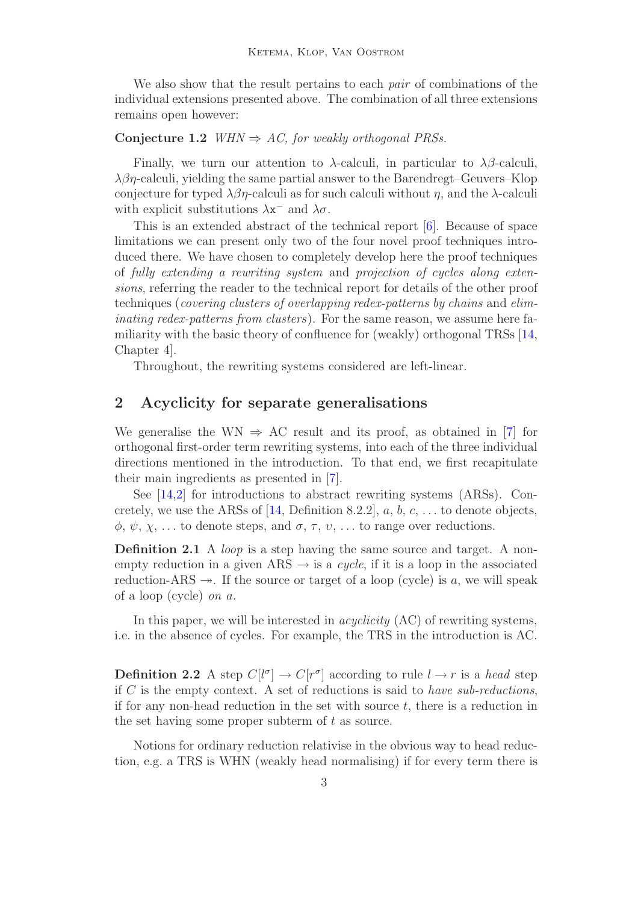We also show that the result pertains to each *pair* of combinations of the individual extensions presented above. The combination of all three extensions remains open however:

**Conjecture 1.2** *WHN $\Rightarrow$ AC, for weakly orthogonal PRSs.*

Finally, we turn our attention to $\lambda$-calculi, in particular to $\lambda\beta$-calculi, $\lambda\beta\eta$-calculi, yielding the same partial answer to the Barendregt–Geuvers–Klop conjecture for typed $\lambda\beta\eta$-calculi as for such calculi without $\eta$, and the $\lambda$-calculi with explicit substitutions $\lambda\mathtt{x}^-$ and $\lambda\sigma$.

This is an extended abstract of the technical report [6]. Because of space limitations we can present only two of the four novel proof techniques introduced there. We have chosen to completely develop here the proof techniques of *fully extending a rewriting system* and *projection of cycles along extensions*, referring the reader to the technical report for details of the other proof techniques (*covering clusters of overlapping redex-patterns by chains* and *eliminating redex-patterns from clusters*). For the same reason, we assume here familiarity with the basic theory of confluence for (weakly) orthogonal TRSs [14, Chapter 4].

Throughout, the rewriting systems considered are left-linear.

## 2 Acyclicity for separate generalisations

We generalise the WN $\Rightarrow$ AC result and its proof, as obtained in [7] for orthogonal first-order term rewriting systems, into each of the three individual directions mentioned in the introduction. To that end, we first recapitulate their main ingredients as presented in [7].

See [14,2] for introductions to abstract rewriting systems (ARSs). Concretely, we use the ARSs of [14, Definition 8.2.2], $a$, $b$, $c$, ... to denote objects, $\phi$, $\psi$, $\chi$, ... to denote steps, and $\sigma$, $\tau$, $\upsilon$, ... to range over reductions.

**Definition 2.1** A *loop* is a step having the same source and target. A non-empty reduction in a given ARS $\to$ is a *cycle*, if it is a loop in the associated reduction-ARS $\twoheadrightarrow$. If the source or target of a loop (cycle) is $a$, we will speak of a loop (cycle) *on* $a$.

In this paper, we will be interested in *acyclicity* (AC) of rewriting systems, i.e. in the absence of cycles. For example, the TRS in the introduction is AC.

**Definition 2.2** A step $C[l^\sigma] \to C[r^\sigma]$ according to rule $l \to r$ is a *head* step if $C$ is the empty context. A set of reductions is said to *have sub-reductions*, if for any non-head reduction in the set with source $t$, there is a reduction in the set having some proper subterm of $t$ as source.

Notions for ordinary reduction relativise in the obvious way to head reduction, e.g. a TRS is WHN (weakly head normalising) if for every term there is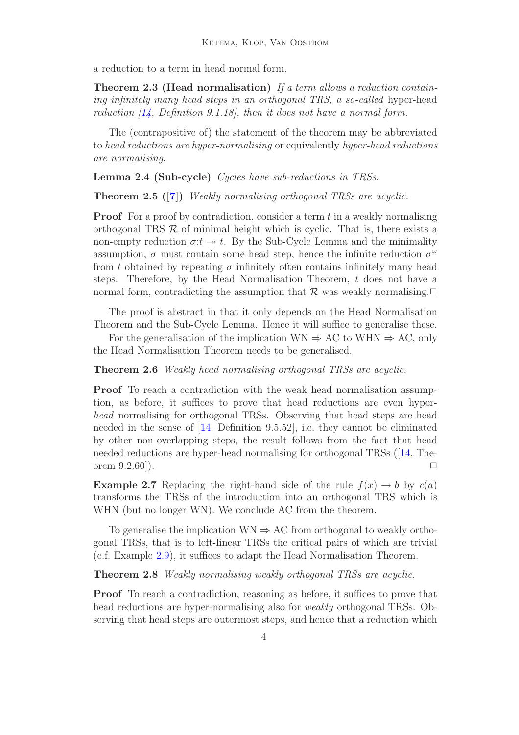a reduction to a term in head normal form.

**Theorem 2.3 (Head normalisation)** *If a term allows a reduction containing infinitely many head steps in an orthogonal TRS, a so-called* hyper-head *reduction [14, Definition 9.1.18], then it does not have a normal form.*

The (contrapositive of) the statement of the theorem may be abbreviated to *head reductions are hyper-normalising* or equivalently *hyper-head reductions are normalising*.

**Lemma 2.4 (Sub-cycle)** *Cycles have sub-reductions in TRSs.*

**Theorem 2.5 ([7])** *Weakly normalising orthogonal TRSs are acyclic.*

**Proof** For a proof by contradiction, consider a term $t$ in a weakly normalising orthogonal TRS $\mathcal{R}$ of minimal height which is cyclic. That is, there exists a non-empty reduction $\sigma{:}t \twoheadrightarrow t$. By the Sub-Cycle Lemma and the minimality assumption, $\sigma$ must contain some head step, hence the infinite reduction $\sigma^\omega$ from $t$ obtained by repeating $\sigma$ infinitely often contains infinitely many head steps. Therefore, by the Head Normalisation Theorem, $t$ does not have a normal form, contradicting the assumption that $\mathcal{R}$ was weakly normalising. □

The proof is abstract in that it only depends on the Head Normalisation Theorem and the Sub-Cycle Lemma. Hence it will suffice to generalise these.

For the generalisation of the implication WN $\Rightarrow$ AC to WHN $\Rightarrow$ AC, only the Head Normalisation Theorem needs to be generalised.

**Theorem 2.6** *Weakly head normalising orthogonal TRSs are acyclic.*

**Proof** To reach a contradiction with the weak head normalisation assumption, as before, it suffices to prove that head reductions are even hyper-*head* normalising for orthogonal TRSs. Observing that head steps are head needed in the sense of [14, Definition 9.5.52], i.e. they cannot be eliminated by other non-overlapping steps, the result follows from the fact that head needed reductions are hyper-head normalising for orthogonal TRSs ([14, Theorem 9.2.60]). □

**Example 2.7** Replacing the right-hand side of the rule $f(x) \to b$ by $c(a)$ transforms the TRSs of the introduction into an orthogonal TRS which is WHN (but no longer WN). We conclude AC from the theorem.

To generalise the implication WN $\Rightarrow$ AC from orthogonal to weakly orthogonal TRSs, that is to left-linear TRSs the critical pairs of which are trivial (c.f. Example 2.9), it suffices to adapt the Head Normalisation Theorem.

**Theorem 2.8** *Weakly normalising weakly orthogonal TRSs are acyclic.*

**Proof** To reach a contradiction, reasoning as before, it suffices to prove that head reductions are hyper-normalising also for *weakly* orthogonal TRSs. Observing that head steps are outermost steps, and hence that a reduction which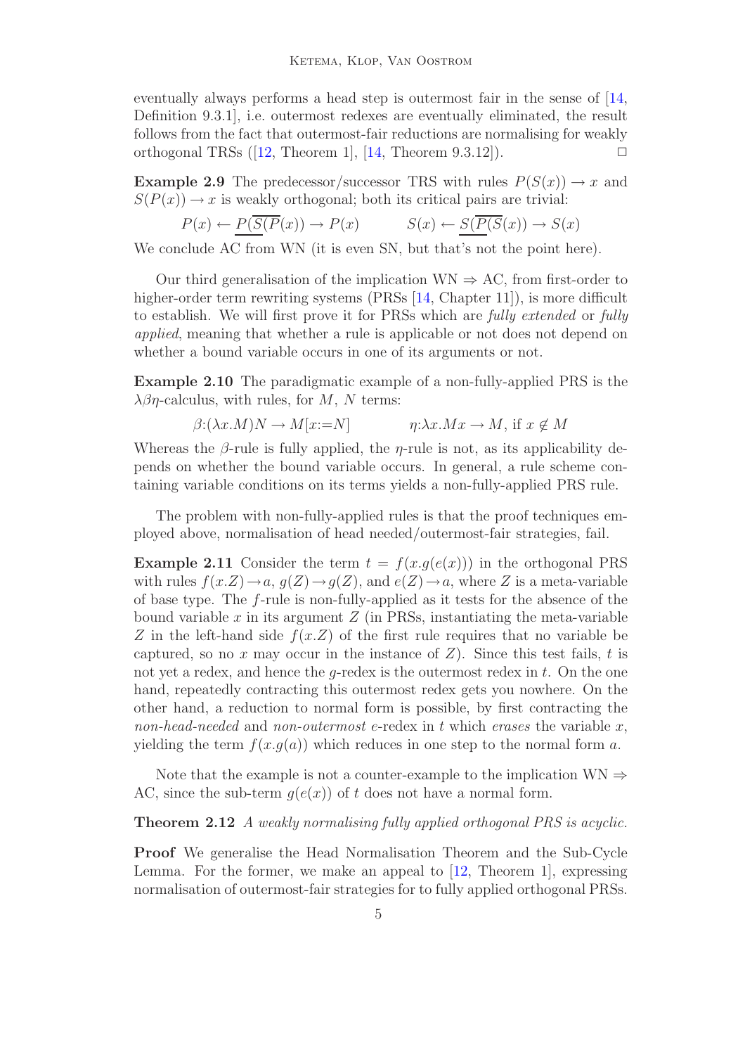eventually always performs a head step is outermost fair in the sense of [14, Definition 9.3.1], i.e. outermost redexes are eventually eliminated, the result follows from the fact that outermost-fair reductions are normalising for weakly orthogonal TRSs ([12, Theorem 1], [14, Theorem 9.3.12]). □

**Example 2.9** The predecessor/successor TRS with rules $P(S(x)) \to x$ and $S(P(x)) \to x$ is weakly orthogonal; both its critical pairs are trivial:

$$P(x) \leftarrow \underline{P(\overline{S(P}(x)))} \to P(x) \qquad\qquad S(x) \leftarrow \underline{S(\overline{P(S}(x)))} \to S(x)$$

We conclude AC from WN (it is even SN, but that's not the point here).

Our third generalisation of the implication WN $\Rightarrow$ AC, from first-order to higher-order term rewriting systems (PRSs [14, Chapter 11]), is more difficult to establish. We will first prove it for PRSs which are *fully extended* or *fully applied*, meaning that whether a rule is applicable or not does not depend on whether a bound variable occurs in one of its arguments or not.

**Example 2.10** The paradigmatic example of a non-fully-applied PRS is the $\lambda\beta\eta$-calculus, with rules, for $M$, $N$ terms:

$$\beta{:}(\lambda x.M)N \to M[x{:=}N] \qquad\qquad \eta{:}\lambda x.Mx \to M, \text{ if } x \notin M$$

Whereas the $\beta$-rule is fully applied, the $\eta$-rule is not, as its applicability depends on whether the bound variable occurs. In general, a rule scheme containing variable conditions on its terms yields a non-fully-applied PRS rule.

The problem with non-fully-applied rules is that the proof techniques employed above, normalisation of head needed/outermost-fair strategies, fail.

**Example 2.11** Consider the term $t = f(x.g(e(x)))$ in the orthogonal PRS with rules $f(x.Z) \to a$, $g(Z) \to g(Z)$, and $e(Z) \to a$, where $Z$ is a meta-variable of base type. The $f$-rule is non-fully-applied as it tests for the absence of the bound variable $x$ in its argument $Z$ (in PRSs, instantiating the meta-variable $Z$ in the left-hand side $f(x.Z)$ of the first rule requires that no variable be captured, so no $x$ may occur in the instance of $Z$). Since this test fails, $t$ is not yet a redex, and hence the $g$-redex is the outermost redex in $t$. On the one hand, repeatedly contracting this outermost redex gets you nowhere. On the other hand, a reduction to normal form is possible, by first contracting the *non-head-needed* and *non-outermost* $e$-redex in $t$ which *erases* the variable $x$, yielding the term $f(x.g(a))$ which reduces in one step to the normal form $a$.

Note that the example is not a counter-example to the implication WN $\Rightarrow$ AC, since the sub-term $g(e(x))$ of $t$ does not have a normal form.

**Theorem 2.12** *A weakly normalising fully applied orthogonal PRS is acyclic.*

**Proof** We generalise the Head Normalisation Theorem and the Sub-Cycle Lemma. For the former, we make an appeal to [12, Theorem 1], expressing normalisation of outermost-fair strategies for to fully applied orthogonal PRSs.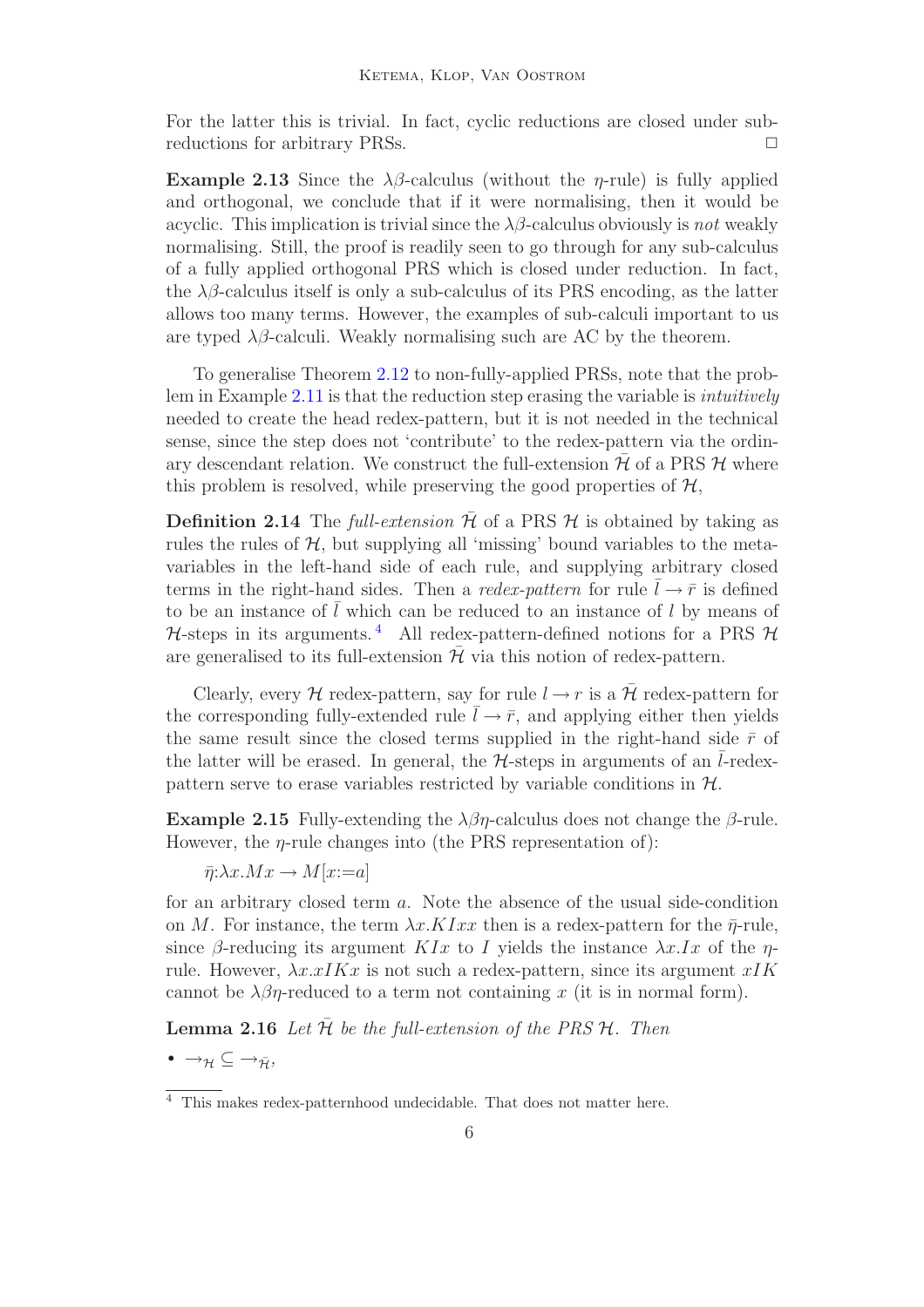For the latter this is trivial. In fact, cyclic reductions are closed under sub-reductions for arbitrary PRSs. ◻

**Example 2.13** Since the $\lambda\beta$-calculus (without the $\eta$-rule) is fully applied and orthogonal, we conclude that if it were normalising, then it would be acyclic. This implication is trivial since the $\lambda\beta$-calculus obviously is *not* weakly normalising. Still, the proof is readily seen to go through for any sub-calculus of a fully applied orthogonal PRS which is closed under reduction. In fact, the $\lambda\beta$-calculus itself is only a sub-calculus of its PRS encoding, as the latter allows too many terms. However, the examples of sub-calculi important to us are typed $\lambda\beta$-calculi. Weakly normalising such are AC by the theorem.

To generalise Theorem 2.12 to non-fully-applied PRSs, note that the problem in Example 2.11 is that the reduction step erasing the variable is *intuitively* needed to create the head redex-pattern, but it is not needed in the technical sense, since the step does not 'contribute' to the redex-pattern via the ordinary descendant relation. We construct the full-extension $\bar{\mathcal{H}}$ of a PRS $\mathcal{H}$ where this problem is resolved, while preserving the good properties of $\mathcal{H}$,

**Definition 2.14** The *full-extension* $\bar{\mathcal{H}}$ of a PRS $\mathcal{H}$ is obtained by taking as rules the rules of $\mathcal{H}$, but supplying all 'missing' bound variables to the meta-variables in the left-hand side of each rule, and supplying arbitrary closed terms in the right-hand sides. Then a *redex-pattern* for rule $\bar{l} \to \bar{r}$ is defined to be an instance of $\bar{l}$ which can be reduced to an instance of $l$ by means of $\mathcal{H}$-steps in its arguments.[4] All redex-pattern-defined notions for a PRS $\mathcal{H}$ are generalised to its full-extension $\bar{\mathcal{H}}$ via this notion of redex-pattern.

Clearly, every $\mathcal{H}$ redex-pattern, say for rule $l \to r$ is a $\bar{\mathcal{H}}$ redex-pattern for the corresponding fully-extended rule $\bar{l} \to \bar{r}$, and applying either then yields the same result since the closed terms supplied in the right-hand side $\bar{r}$ of the latter will be erased. In general, the $\mathcal{H}$-steps in arguments of an $\bar{l}$-redex-pattern serve to erase variables restricted by variable conditions in $\mathcal{H}$.

**Example 2.15** Fully-extending the $\lambda\beta\eta$-calculus does not change the $\beta$-rule. However, the $\eta$-rule changes into (the PRS representation of):

$$\bar{\eta}{:}\lambda x.Mx \to M[x{:=}a]$$

for an arbitrary closed term $a$. Note the absence of the usual side-condition on $M$. For instance, the term $\lambda x.KIxx$ then is a redex-pattern for the $\bar{\eta}$-rule, since $\beta$-reducing its argument $KIx$ to $I$ yields the instance $\lambda x.Ix$ of the $\eta$-rule. However, $\lambda x.xIKx$ is not such a redex-pattern, since its argument $xIK$ cannot be $\lambda\beta\eta$-reduced to a term not containing $x$ (it is in normal form).

**Lemma 2.16** *Let $\bar{\mathcal{H}}$ be the full-extension of the PRS $\mathcal{H}$. Then*

- $\to_{\mathcal{H}} \subseteq \to_{\bar{\mathcal{H}}}$,

[4] This makes redex-patternhood undecidable. That does not matter here.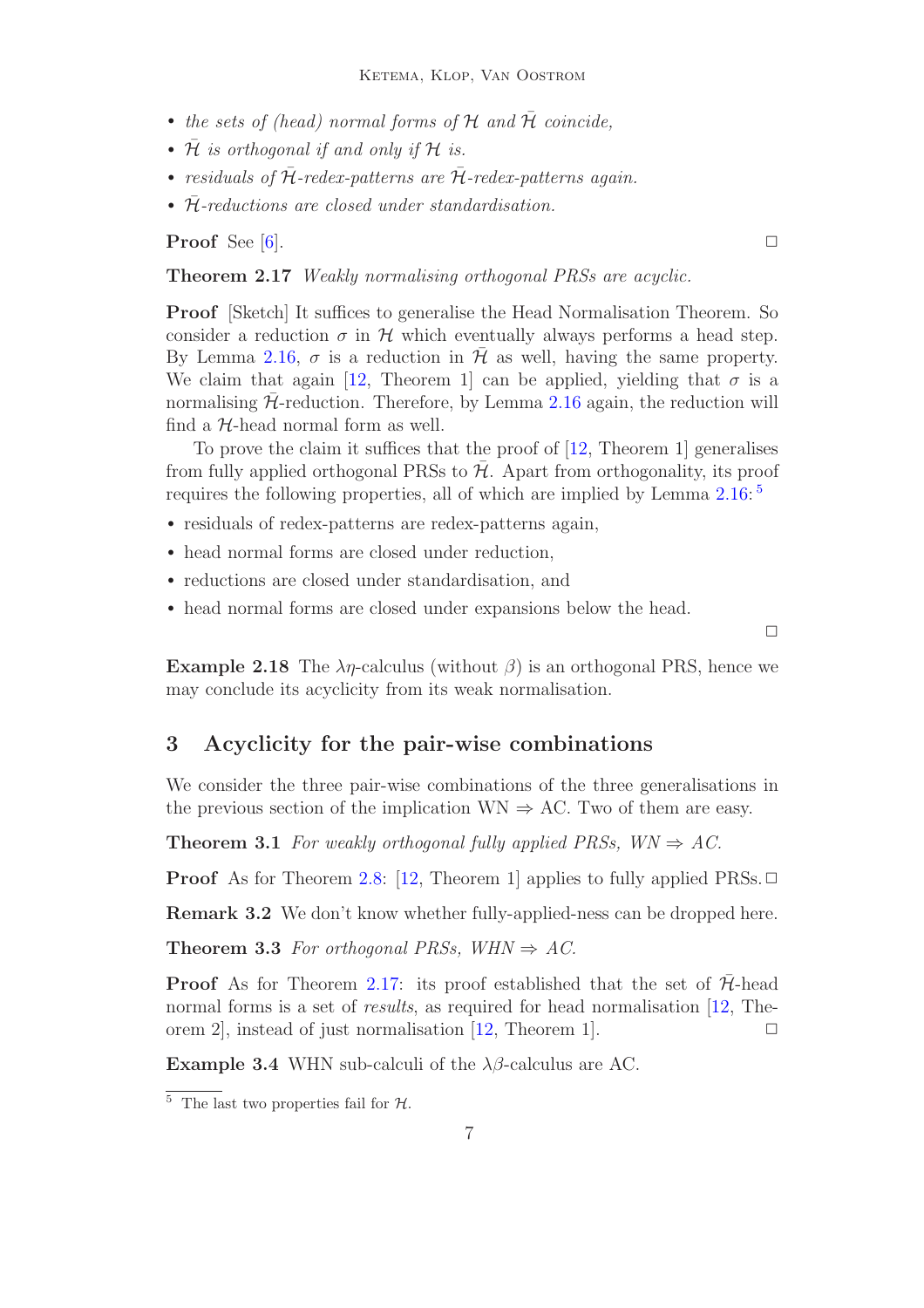- *the sets of (head) normal forms of $\mathcal{H}$ and $\bar{\mathcal{H}}$ coincide,*
- *$\bar{\mathcal{H}}$ is orthogonal if and only if $\mathcal{H}$ is.*
- *residuals of $\bar{\mathcal{H}}$-redex-patterns are $\bar{\mathcal{H}}$-redex-patterns again.*
- *$\bar{\mathcal{H}}$-reductions are closed under standardisation.*

**Proof** See [6]. □

**Theorem 2.17** *Weakly normalising orthogonal PRSs are acyclic.*

**Proof** [Sketch] It suffices to generalise the Head Normalisation Theorem. So consider a reduction $\sigma$ in $\mathcal{H}$ which eventually always performs a head step. By Lemma 2.16, $\sigma$ is a reduction in $\bar{\mathcal{H}}$ as well, having the same property. We claim that again [12, Theorem 1] can be applied, yielding that $\sigma$ is a normalising $\bar{\mathcal{H}}$-reduction. Therefore, by Lemma 2.16 again, the reduction will find a $\mathcal{H}$-head normal form as well.

To prove the claim it suffices that the proof of [12, Theorem 1] generalises from fully applied orthogonal PRSs to $\bar{\mathcal{H}}$. Apart from orthogonality, its proof requires the following properties, all of which are implied by Lemma 2.16:[5]

- residuals of redex-patterns are redex-patterns again,
- head normal forms are closed under reduction,
- reductions are closed under standardisation, and
- head normal forms are closed under expansions below the head.

□

**Example 2.18** The $\lambda\eta$-calculus (without $\beta$) is an orthogonal PRS, hence we may conclude its acyclicity from its weak normalisation.

## 3 Acyclicity for the pair-wise combinations

We consider the three pair-wise combinations of the three generalisations in the previous section of the implication WN $\Rightarrow$ AC. Two of them are easy.

**Theorem 3.1** *For weakly orthogonal fully applied PRSs, WN $\Rightarrow$ AC.*

**Proof** As for Theorem 2.8: [12, Theorem 1] applies to fully applied PRSs. □

**Remark 3.2** We don't know whether fully-applied-ness can be dropped here.

**Theorem 3.3** *For orthogonal PRSs, WHN $\Rightarrow$ AC.*

**Proof** As for Theorem 2.17: its proof established that the set of $\bar{\mathcal{H}}$-head normal forms is a set of *results*, as required for head normalisation [12, Theorem 2], instead of just normalisation [12, Theorem 1]. □

**Example 3.4** WHN sub-calculi of the $\lambda\beta$-calculus are AC.

[5] The last two properties fail for $\mathcal{H}$.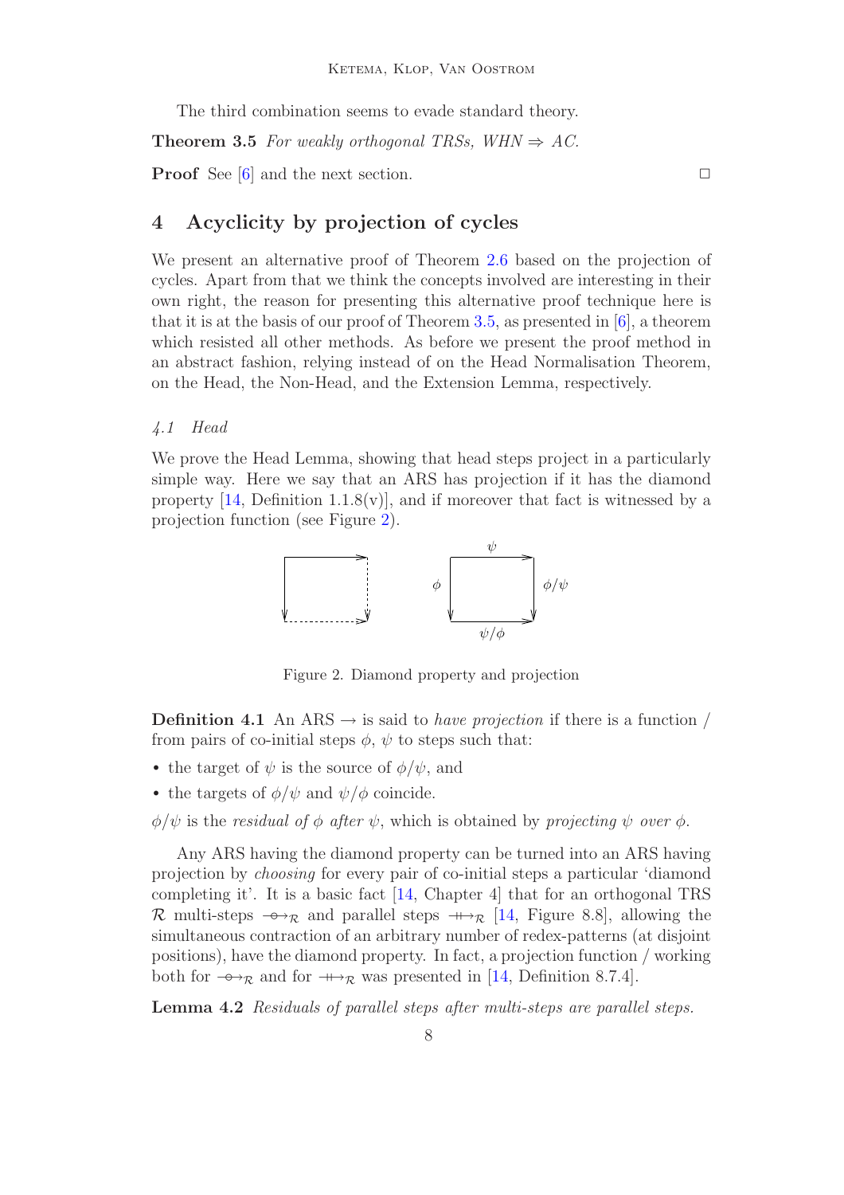The third combination seems to evade standard theory.

**Theorem 3.5** *For weakly orthogonal TRSs, WHN $\Rightarrow$ AC.*

**Proof** See [6] and the next section. □

## 4 Acyclicity by projection of cycles

We present an alternative proof of Theorem 2.6 based on the projection of cycles. Apart from that we think the concepts involved are interesting in their own right, the reason for presenting this alternative proof technique here is that it is at the basis of our proof of Theorem 3.5, as presented in [6], a theorem which resisted all other methods. As before we present the proof method in an abstract fashion, relying instead of on the Head Normalisation Theorem, on the Head, the Non-Head, and the Extension Lemma, respectively.

### *4.1 Head*

We prove the Head Lemma, showing that head steps project in a particularly simple way. Here we say that an ARS has projection if it has the diamond property [14, Definition 1.1.8(v)], and if moreover that fact is witnessed by a projection function (see Figure 2).

Figure 2. Diamond property and projection

**Definition 4.1** An ARS $\rightarrow$ is said to *have projection* if there is a function $/$ from pairs of co-initial steps $\phi$, $\psi$ to steps such that:

- the target of $\psi$ is the source of $\phi/\psi$, and
- the targets of $\phi/\psi$ and $\psi/\phi$ coincide.

$\phi/\psi$ is the *residual of* $\phi$ *after* $\psi$, which is obtained by *projecting* $\psi$ *over* $\phi$.

Any ARS having the diamond property can be turned into an ARS having projection by *choosing* for every pair of co-initial steps a particular 'diamond completing it'. It is a basic fact [14, Chapter 4] that for an orthogonal TRS $\mathcal{R}$ multi-steps $\multimap_{\mathcal{R}}$ and parallel steps $\twoheadrightarrow\!\!\!\!\!\!\,+_{\mathcal{R}}$ [14, Figure 8.8], allowing the simultaneous contraction of an arbitrary number of redex-patterns (at disjoint positions), have the diamond property. In fact, a projection function $/$ working both for $\multimap_{\mathcal{R}}$ and for $\twoheadrightarrow\!\!\!\!\!\!\,+_{\mathcal{R}}$ was presented in [14, Definition 8.7.4].

**Lemma 4.2** *Residuals of parallel steps after multi-steps are parallel steps.*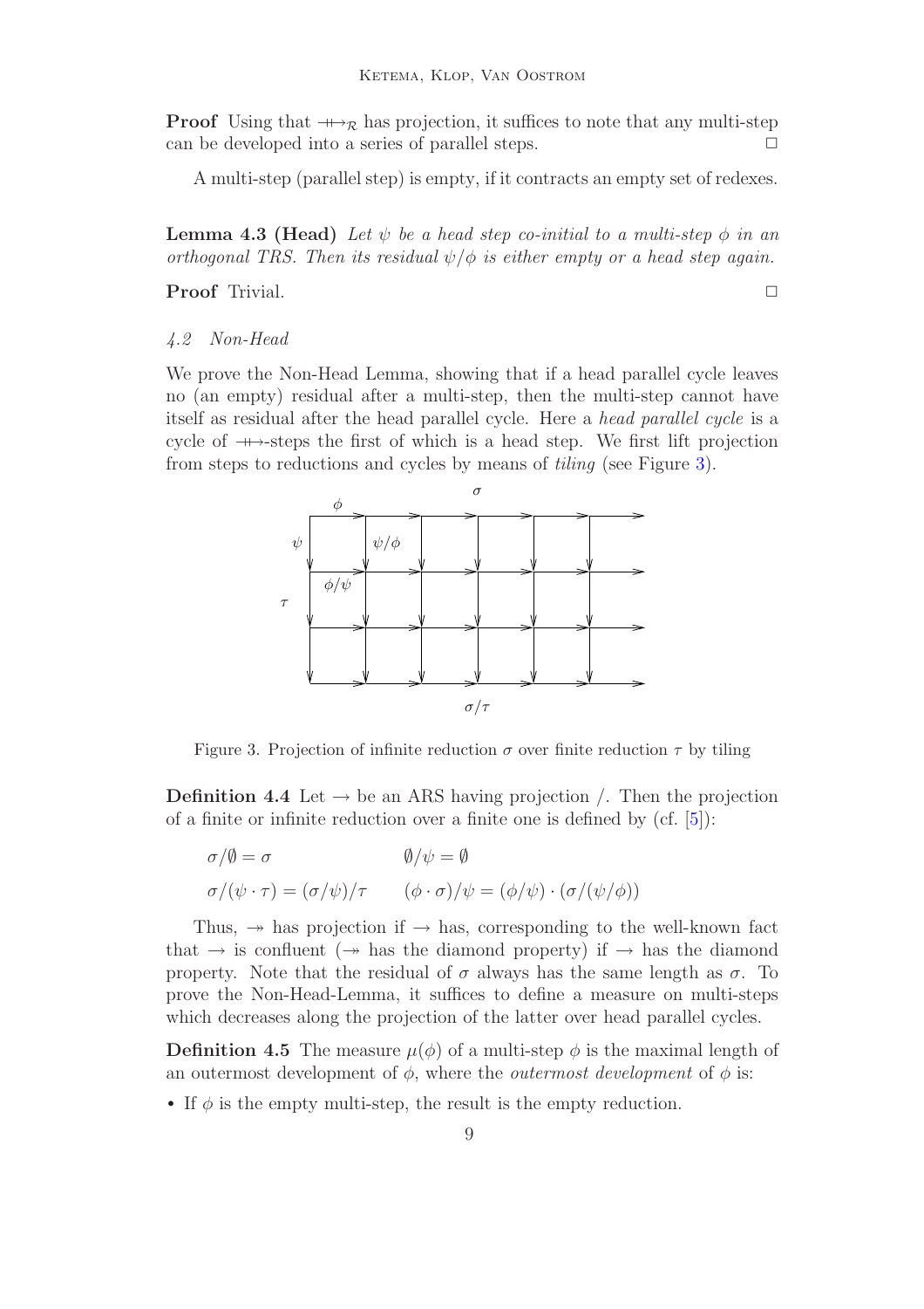**Proof** Using that $\twoheadrightarrow\!\!\!\!\mapsto_{\mathcal{R}}$ has projection, it suffices to note that any multi-step can be developed into a series of parallel steps. □

A multi-step (parallel step) is empty, if it contracts an empty set of redexes.

**Lemma 4.3 (Head)** *Let $\psi$ be a head step co-initial to a multi-step $\phi$ in an orthogonal TRS. Then its residual $\psi/\phi$ is either empty or a head step again.*

**Proof** Trivial. □

### *4.2 Non-Head*

We prove the Non-Head Lemma, showing that if a head parallel cycle leaves no (an empty) residual after a multi-step, then the multi-step cannot have itself as residual after the head parallel cycle. Here a *head parallel cycle* is a cycle of $\twoheadrightarrow\!\!\!\!\mapsto$-steps the first of which is a head step. We first lift projection from steps to reductions and cycles by means of *tiling* (see Figure 3).

Figure 3. Projection of infinite reduction $\sigma$ over finite reduction $\tau$ by tiling

**Definition 4.4** Let $\to$ be an ARS having projection $/$. Then the projection of a finite or infinite reduction over a finite one is defined by (cf. [5]):

$$\sigma/\emptyset = \sigma \qquad\qquad \emptyset/\psi = \emptyset$$

$$\sigma/(\psi\cdot\tau) = (\sigma/\psi)/\tau \qquad (\phi\cdot\sigma)/\psi = (\phi/\psi)\cdot(\sigma/(\psi/\phi))$$

Thus, $\twoheadrightarrow$ has projection if $\to$ has, corresponding to the well-known fact that $\to$ is confluent ($\twoheadrightarrow$ has the diamond property) if $\to$ has the diamond property. Note that the residual of $\sigma$ always has the same length as $\sigma$. To prove the Non-Head-Lemma, it suffices to define a measure on multi-steps which decreases along the projection of the latter over head parallel cycles.

**Definition 4.5** The measure $\mu(\phi)$ of a multi-step $\phi$ is the maximal length of an outermost development of $\phi$, where the *outermost development* of $\phi$ is:

- If $\phi$ is the empty multi-step, the result is the empty reduction.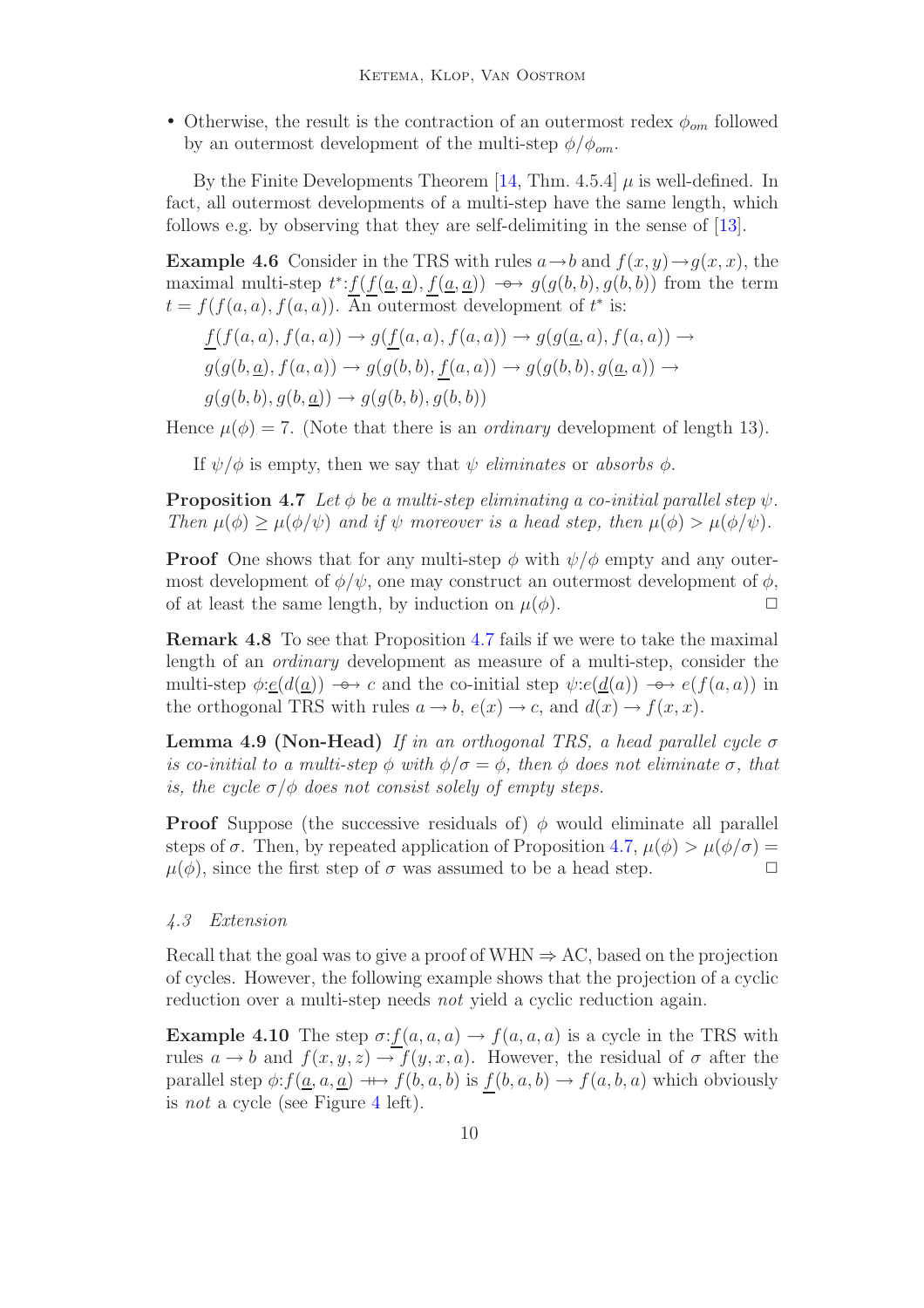- Otherwise, the result is the contraction of an outermost redex $\phi_{om}$ followed by an outermost development of the multi-step $\phi/\phi_{om}$.

By the Finite Developments Theorem [14, Thm. 4.5.4] $\mu$ is well-defined. In fact, all outermost developments of a multi-step have the same length, which follows e.g. by observing that they are self-delimiting in the sense of [13].

**Example 4.6** Consider in the TRS with rules $a \to b$ and $f(x,y) \to g(x,x)$, the maximal multi-step $t^*: \underline{f}(\underline{f}(\underline{a},\underline{a}),\underline{f}(\underline{a},\underline{a})) \multimap\!\!\!\rightarrow g(g(b,b),g(b,b))$ from the term $t = f(f(a,a),f(a,a))$. An outermost development of $t^*$ is:

$$\underline{f}(f(a,a),f(a,a)) \to g(\underline{f}(a,a),f(a,a)) \to g(g(\underline{a},a),f(a,a)) \to$$
$$g(g(b,\underline{a}),f(a,a)) \to g(g(b,b),\underline{f}(a,a)) \to g(g(b,b),g(\underline{a},a)) \to$$
$$g(g(b,b),g(b,\underline{a})) \to g(g(b,b),g(b,b))$$

Hence $\mu(\phi) = 7$. (Note that there is an *ordinary* development of length 13).

If $\psi/\phi$ is empty, then we say that $\psi$ *eliminates* or *absorbs* $\phi$.

**Proposition 4.7** *Let $\phi$ be a multi-step eliminating a co-initial parallel step $\psi$. Then $\mu(\phi) \geq \mu(\phi/\psi)$ and if $\psi$ moreover is a head step, then $\mu(\phi) > \mu(\phi/\psi)$.*

**Proof** One shows that for any multi-step $\phi$ with $\psi/\phi$ empty and any outermost development of $\phi/\psi$, one may construct an outermost development of $\phi$, of at least the same length, by induction on $\mu(\phi)$. $\Box$

**Remark 4.8** To see that Proposition 4.7 fails if we were to take the maximal length of an *ordinary* development as measure of a multi-step, consider the multi-step $\phi: \underline{e}(d(\underline{a})) \multimap\!\!\!\rightarrow c$ and the co-initial step $\psi: e(\underline{d}(a)) \multimap\!\!\!\rightarrow e(f(a,a))$ in the orthogonal TRS with rules $a \to b$, $e(x) \to c$, and $d(x) \to f(x,x)$.

**Lemma 4.9 (Non-Head)** *If in an orthogonal TRS, a head parallel cycle $\sigma$ is co-initial to a multi-step $\phi$ with $\phi/\sigma = \phi$, then $\phi$ does not eliminate $\sigma$, that is, the cycle $\sigma/\phi$ does not consist solely of empty steps.*

**Proof** Suppose (the successive residuals of) $\phi$ would eliminate all parallel steps of $\sigma$. Then, by repeated application of Proposition 4.7, $\mu(\phi) > \mu(\phi/\sigma) = \mu(\phi)$, since the first step of $\sigma$ was assumed to be a head step. $\Box$

### *4.3 Extension*

Recall that the goal was to give a proof of WHN $\Rightarrow$ AC, based on the projection of cycles. However, the following example shows that the projection of a cyclic reduction over a multi-step needs *not* yield a cyclic reduction again.

**Example 4.10** The step $\sigma: \underline{f}(a,a,a) \to f(a,a,a)$ is a cycle in the TRS with rules $a \to b$ and $f(x,y,z) \to f(y,x,a)$. However, the residual of $\sigma$ after the parallel step $\phi: f(\underline{a},a,\underline{a}) \twoheadrightarrow f(b,a,b)$ is $\underline{f}(b,a,b) \to f(a,b,a)$ which obviously is *not* a cycle (see Figure 4 left).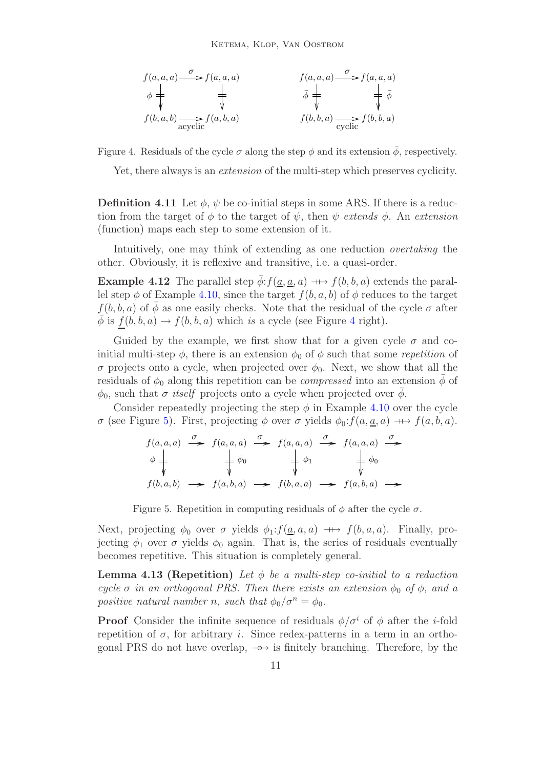$$
\begin{array}{ccc}
f(a,a,a) & \xrightarrow{\sigma} & f(a,a,a) \\
\phi \Downarrow & & \Downarrow \\
f(b,a,b) & \xrightarrow[\text{acyclic}]{} & f(a,b,a)
\end{array}
\qquad\qquad
\begin{array}{ccc}
f(a,a,a) & \xrightarrow{\sigma} & f(a,a,a) \\
\bar{\phi} \Downarrow & & \Downarrow \bar{\phi} \\
f(b,b,a) & \xrightarrow[\text{cyclic}]{} & f(b,b,a)
\end{array}
$$

Figure 4. Residuals of the cycle $\sigma$ along the step $\phi$ and its extension $\bar{\phi}$, respectively.

Yet, there always is an *extension* of the multi-step which preserves cyclicity.

**Definition 4.11** Let $\phi$, $\psi$ be co-initial steps in some ARS. If there is a reduction from the target of $\phi$ to the target of $\psi$, then $\psi$ *extends* $\phi$. An *extension* (function) maps each step to some extension of it.

Intuitively, one may think of extending as one reduction *overtaking* the other. Obviously, it is reflexive and transitive, i.e. a quasi-order.

**Example 4.12** The parallel step $\bar{\phi}{:}f(\underline{a},\underline{a},a) \twoheadrightarrow f(b,b,a)$ extends the parallel step $\phi$ of Example 4.10, since the target $f(b,a,b)$ of $\phi$ reduces to the target $f(b,b,a)$ of $\bar{\phi}$ as one easily checks. Note that the residual of the cycle $\sigma$ after $\bar{\phi}$ is $\underline{f}(b,b,a) \to f(b,b,a)$ which *is* a cycle (see Figure 4 right).

Guided by the example, we first show that for a given cycle $\sigma$ and co-initial multi-step $\phi$, there is an extension $\phi_0$ of $\phi$ such that some *repetition* of $\sigma$ projects onto a cycle, when projected over $\phi_0$. Next, we show that all the residuals of $\phi_0$ along this repetition can be *compressed* into an extension $\bar{\phi}$ of $\phi_0$, such that $\sigma$ *itself* projects onto a cycle when projected over $\bar{\phi}$.

Consider repeatedly projecting the step $\phi$ in Example 4.10 over the cycle $\sigma$ (see Figure 5). First, projecting $\phi$ over $\sigma$ yields $\phi_0{:}f(a,\underline{a},a) \twoheadrightarrow f(a,b,a)$.

$$
\begin{array}{ccccccccc}
f(a,a,a) & \xrightarrow{\sigma} & f(a,a,a) & \xrightarrow{\sigma} & f(a,a,a) & \xrightarrow{\sigma} & f(a,a,a) & \xrightarrow{\sigma} & \\
\phi \Downarrow & & \Downarrow \phi_0 & & \Downarrow \phi_1 & & \Downarrow \phi_0 & & \\
f(b,a,b) & \to & f(a,b,a) & \to & f(b,a,a) & \to & f(a,b,a) & \to &
\end{array}
$$

Figure 5. Repetition in computing residuals of $\phi$ after the cycle $\sigma$.

Next, projecting $\phi_0$ over $\sigma$ yields $\phi_1{:}f(\underline{a},a,a) \twoheadrightarrow f(b,a,a)$. Finally, projecting $\phi_1$ over $\sigma$ yields $\phi_0$ again. That is, the series of residuals eventually becomes repetitive. This situation is completely general.

**Lemma 4.13 (Repetition)** *Let $\phi$ be a multi-step co-initial to a reduction cycle $\sigma$ in an orthogonal PRS. Then there exists an extension $\phi_0$ of $\phi$, and a positive natural number $n$, such that $\phi_0/\sigma^n = \phi_0$.*

**Proof** Consider the infinite sequence of residuals $\phi/\sigma^i$ of $\phi$ after the $i$-fold repetition of $\sigma$, for arbitrary $i$. Since redex-patterns in a term in an orthogonal PRS do not have overlap, $\multimap$ is finitely branching. Therefore, by the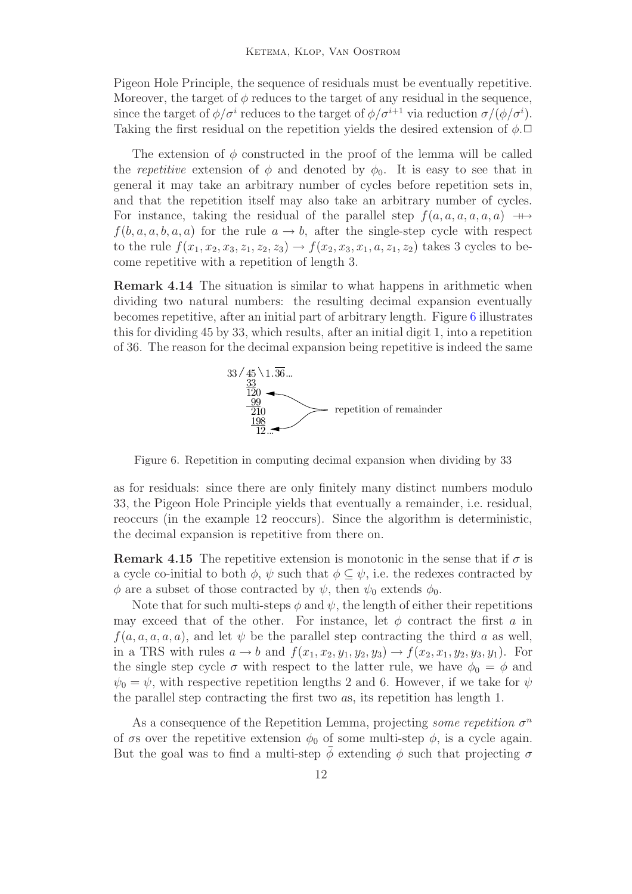Pigeon Hole Principle, the sequence of residuals must be eventually repetitive. Moreover, the target of $\phi$ reduces to the target of any residual in the sequence, since the target of $\phi/\sigma^i$ reduces to the target of $\phi/\sigma^{i+1}$ via reduction $\sigma/(\phi/\sigma^i)$. Taking the first residual on the repetition yields the desired extension of $\phi$. $\Box$

The extension of $\phi$ constructed in the proof of the lemma will be called the *repetitive* extension of $\phi$ and denoted by $\phi_0$. It is easy to see that in general it may take an arbitrary number of cycles before repetition sets in, and that the repetition itself may also take an arbitrary number of cycles. For instance, taking the residual of the parallel step $f(a,a,a,a,a,a) \twoheadrightarrow f(b,a,a,b,a,a)$ for the rule $a \to b$, after the single-step cycle with respect to the rule $f(x_1,x_2,x_3,z_1,z_2,z_3) \to f(x_2,x_3,x_1,a,z_1,z_2)$ takes 3 cycles to become repetitive with a repetition of length 3.

**Remark 4.14** The situation is similar to what happens in arithmetic when dividing two natural numbers: the resulting decimal expansion eventually becomes repetitive, after an initial part of arbitrary length. Figure 6 illustrates this for dividing 45 by 33, which results, after an initial digit 1, into a repetition of 36. The reason for the decimal expansion being repetitive is indeed the same

```
33 / 45 \ 1.36...   (36 overlined)
     33
     120  <--
      99       \
     210        >-- repetition of remainder
     198       /
      12...<--
```

Figure 6. Repetition in computing decimal expansion when dividing by 33

as for residuals: since there are only finitely many distinct numbers modulo 33, the Pigeon Hole Principle yields that eventually a remainder, i.e. residual, reoccurs (in the example 12 reoccurs). Since the algorithm is deterministic, the decimal expansion is repetitive from there on.

**Remark 4.15** The repetitive extension is monotonic in the sense that if $\sigma$ is a cycle co-initial to both $\phi$, $\psi$ such that $\phi \subseteq \psi$, i.e. the redexes contracted by $\phi$ are a subset of those contracted by $\psi$, then $\psi_0$ extends $\phi_0$.

Note that for such multi-steps $\phi$ and $\psi$, the length of either their repetitions may exceed that of the other. For instance, let $\phi$ contract the first $a$ in $f(a,a,a,a,a)$, and let $\psi$ be the parallel step contracting the third $a$ as well, in a TRS with rules $a \to b$ and $f(x_1,x_2,y_1,y_2,y_3) \to f(x_2,x_1,y_2,y_3,y_1)$. For the single step cycle $\sigma$ with respect to the latter rule, we have $\phi_0 = \phi$ and $\psi_0 = \psi$, with respective repetition lengths 2 and 6. However, if we take for $\psi$ the parallel step contracting the first two $a$s, its repetition has length 1.

As a consequence of the Repetition Lemma, projecting *some repetition* $\sigma^n$ of $\sigma$s over the repetitive extension $\phi_0$ of some multi-step $\phi$, is a cycle again. But the goal was to find a multi-step $\bar{\phi}$ extending $\phi$ such that projecting $\sigma$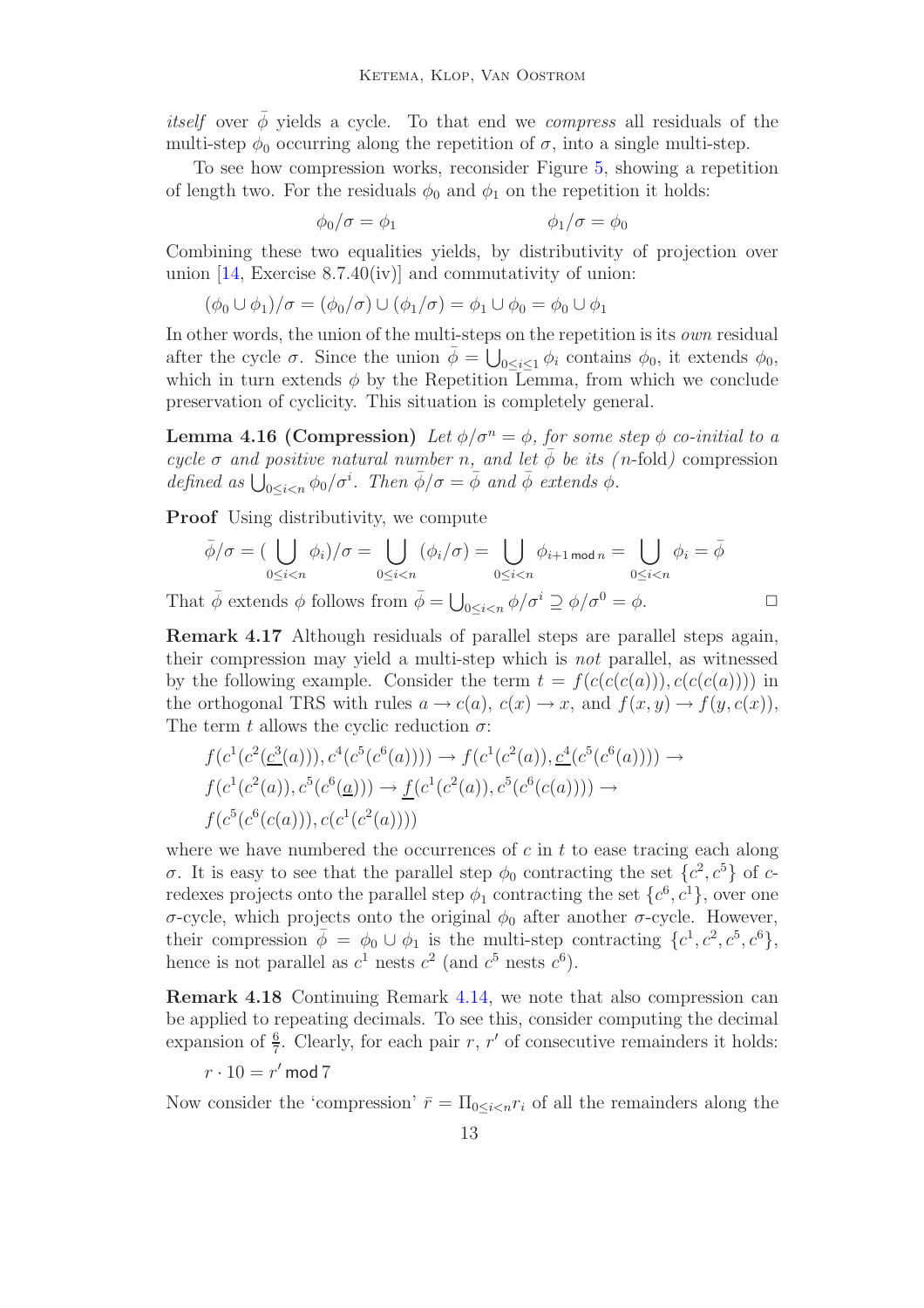*itself* over $\bar{\phi}$ yields a cycle. To that end we *compress* all residuals of the multi-step $\phi_0$ occurring along the repetition of $\sigma$, into a single multi-step.

To see how compression works, reconsider Figure 5, showing a repetition of length two. For the residuals $\phi_0$ and $\phi_1$ on the repetition it holds:

$$\phi_0/\sigma = \phi_1 \qquad\qquad \phi_1/\sigma = \phi_0$$

Combining these two equalities yields, by distributivity of projection over union [14, Exercise 8.7.40(iv)] and commutativity of union:

$$(\phi_0 \cup \phi_1)/\sigma = (\phi_0/\sigma) \cup (\phi_1/\sigma) = \phi_1 \cup \phi_0 = \phi_0 \cup \phi_1$$

In other words, the union of the multi-steps on the repetition is its *own* residual after the cycle $\sigma$. Since the union $\bar{\phi} = \bigcup_{0 \leq i \leq 1} \phi_i$ contains $\phi_0$, it extends $\phi_0$, which in turn extends $\phi$ by the Repetition Lemma, from which we conclude preservation of cyclicity. This situation is completely general.

**Lemma 4.16 (Compression)** *Let $\phi/\sigma^n = \phi$, for some step $\phi$ co-initial to a cycle $\sigma$ and positive natural number $n$, and let $\bar{\phi}$ be its (n-fold) compression defined as $\bigcup_{0 \leq i < n} \phi_0/\sigma^i$. Then $\bar{\phi}/\sigma = \bar{\phi}$ and $\bar{\phi}$ extends $\phi$.*

**Proof** Using distributivity, we compute

$$\bar{\phi}/\sigma = (\bigcup_{0 \leq i < n} \phi_i)/\sigma = \bigcup_{0 \leq i < n} (\phi_i/\sigma) = \bigcup_{0 \leq i < n} \phi_{i+1 \bmod n} = \bigcup_{0 \leq i < n} \phi_i = \bar{\phi}$$

That $\bar{\phi}$ extends $\phi$ follows from $\bar{\phi} = \bigcup_{0 \leq i < n} \phi/\sigma^i \supseteq \phi/\sigma^0 = \phi$. □

**Remark 4.17** Although residuals of parallel steps are parallel steps again, their compression may yield a multi-step which is *not* parallel, as witnessed by the following example. Consider the term $t = f(c(c(c(a))), c(c(c(a))))$ in the orthogonal TRS with rules $a \to c(a)$, $c(x) \to x$, and $f(x, y) \to f(y, c(x))$, The term $t$ allows the cyclic reduction $\sigma$:

$$\begin{aligned}
&f(c^1(c^2(\underline{c^3}(a))), c^4(c^5(c^6(a)))) \to f(c^1(c^2(a)), \underline{c^4}(c^5(c^6(a)))) \to \\
&f(c^1(c^2(a)), c^5(c^6(\underline{a}))) \to \underline{f}(c^1(c^2(a)), c^5(c^6(c(a)))) \to \\
&f(c^5(c^6(c(a))), c(c^1(c^2(a))))
\end{aligned}$$

where we have numbered the occurrences of $c$ in $t$ to ease tracing each along $\sigma$. It is easy to see that the parallel step $\phi_0$ contracting the set $\{c^2, c^5\}$ of $c$-redexes projects onto the parallel step $\phi_1$ contracting the set $\{c^6, c^1\}$, over one $\sigma$-cycle, which projects onto the original $\phi_0$ after another $\sigma$-cycle. However, their compression $\bar{\phi} = \phi_0 \cup \phi_1$ is the multi-step contracting $\{c^1, c^2, c^5, c^6\}$, hence is not parallel as $c^1$ nests $c^2$ (and $c^5$ nests $c^6$).

**Remark 4.18** Continuing Remark 4.14, we note that also compression can be applied to repeating decimals. To see this, consider computing the decimal expansion of $\frac{6}{7}$. Clearly, for each pair $r$, $r'$ of consecutive remainders it holds:

$$r \cdot 10 = r' \bmod 7$$

Now consider the 'compression' $\bar{r} = \Pi_{0 \leq i < n} r_i$ of all the remainders along the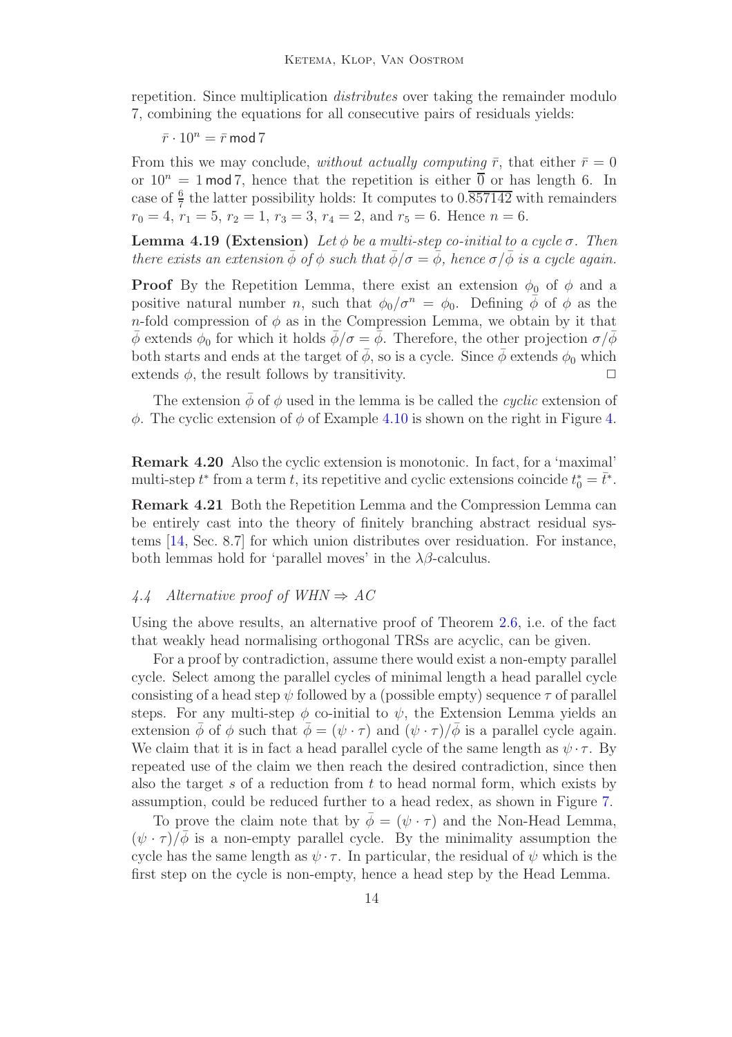repetition. Since multiplication *distributes* over taking the remainder modulo 7, combining the equations for all consecutive pairs of residuals yields:

$$\bar{r} \cdot 10^n = \bar{r} \operatorname{\mathsf{mod}} 7$$

From this we may conclude, *without actually computing* $\bar{r}$, that either $\bar{r} = 0$ or $10^n = 1 \operatorname{\mathsf{mod}} 7$, hence that the repetition is either $\overline{0}$ or has length 6. In case of $\frac{6}{7}$ the latter possibility holds: It computes to $0.\overline{857142}$ with remainders $r_0 = 4$, $r_1 = 5$, $r_2 = 1$, $r_3 = 3$, $r_4 = 2$, and $r_5 = 6$. Hence $n = 6$.

**Lemma 4.19 (Extension)** *Let $\phi$ be a multi-step co-initial to a cycle $\sigma$. Then there exists an extension $\bar{\phi}$ of $\phi$ such that $\bar{\phi}/\sigma = \bar{\phi}$, hence $\sigma/\bar{\phi}$ is a cycle again.*

**Proof** By the Repetition Lemma, there exist an extension $\phi_0$ of $\phi$ and a positive natural number $n$, such that $\phi_0/\sigma^n = \phi_0$. Defining $\bar{\phi}$ of $\phi$ as the $n$-fold compression of $\phi$ as in the Compression Lemma, we obtain by it that $\bar{\phi}$ extends $\phi_0$ for which it holds $\bar{\phi}/\sigma = \bar{\phi}$. Therefore, the other projection $\sigma/\bar{\phi}$ both starts and ends at the target of $\bar{\phi}$, so is a cycle. Since $\bar{\phi}$ extends $\phi_0$ which extends $\phi$, the result follows by transitivity. $\square$

The extension $\bar{\phi}$ of $\phi$ used in the lemma is be called the *cyclic* extension of $\phi$. The cyclic extension of $\phi$ of Example 4.10 is shown on the right in Figure 4.

**Remark 4.20** Also the cyclic extension is monotonic. In fact, for a 'maximal' multi-step $t^*$ from a term $t$, its repetitive and cyclic extensions coincide $t^*_0 = \bar{t}^*$.

**Remark 4.21** Both the Repetition Lemma and the Compression Lemma can be entirely cast into the theory of finitely branching abstract residual systems [14, Sec. 8.7] for which union distributes over residuation. For instance, both lemmas hold for 'parallel moves' in the $\lambda\beta$-calculus.

### *4.4 Alternative proof of WHN ⇒ AC*

Using the above results, an alternative proof of Theorem 2.6, i.e. of the fact that weakly head normalising orthogonal TRSs are acyclic, can be given.

For a proof by contradiction, assume there would exist a non-empty parallel cycle. Select among the parallel cycles of minimal length a head parallel cycle consisting of a head step $\psi$ followed by a (possible empty) sequence $\tau$ of parallel steps. For any multi-step $\phi$ co-initial to $\psi$, the Extension Lemma yields an extension $\bar{\phi}$ of $\phi$ such that $\bar{\phi} = (\psi \cdot \tau)$ and $(\psi \cdot \tau)/\bar{\phi}$ is a parallel cycle again. We claim that it is in fact a head parallel cycle of the same length as $\psi \cdot \tau$. By repeated use of the claim we then reach the desired contradiction, since then also the target $s$ of a reduction from $t$ to head normal form, which exists by assumption, could be reduced further to a head redex, as shown in Figure 7.

To prove the claim note that by $\bar{\phi} = (\psi \cdot \tau)$ and the Non-Head Lemma, $(\psi \cdot \tau)/\bar{\phi}$ is a non-empty parallel cycle. By the minimality assumption the cycle has the same length as $\psi \cdot \tau$. In particular, the residual of $\psi$ which is the first step on the cycle is non-empty, hence a head step by the Head Lemma.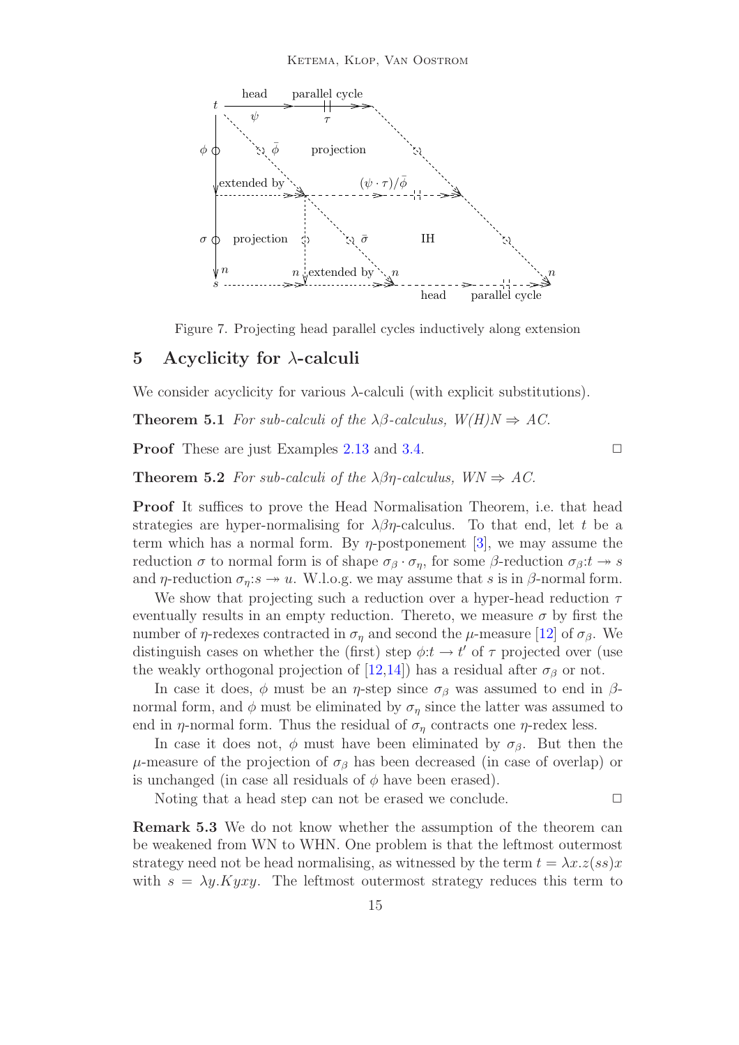Figure 7. Projecting head parallel cycles inductively along extension

## 5 Acyclicity for $\lambda$-calculi

We consider acyclicity for various $\lambda$-calculi (with explicit substitutions).

**Theorem 5.1** *For sub-calculi of the $\lambda\beta$-calculus, W(H)N $\Rightarrow$ AC.*

**Proof** These are just Examples 2.13 and 3.4. $\square$

**Theorem 5.2** *For sub-calculi of the $\lambda\beta\eta$-calculus, WN $\Rightarrow$ AC.*

**Proof** It suffices to prove the Head Normalisation Theorem, i.e. that head strategies are hyper-normalising for $\lambda\beta\eta$-calculus. To that end, let $t$ be a term which has a normal form. By $\eta$-postponement [3], we may assume the reduction $\sigma$ to normal form is of shape $\sigma_\beta \cdot \sigma_\eta$, for some $\beta$-reduction $\sigma_\beta{:}t \twoheadrightarrow s$ and $\eta$-reduction $\sigma_\eta{:}s \twoheadrightarrow u$. W.l.o.g. we may assume that $s$ is in $\beta$-normal form.

We show that projecting such a reduction over a hyper-head reduction $\tau$ eventually results in an empty reduction. Thereto, we measure $\sigma$ by first the number of $\eta$-redexes contracted in $\sigma_\eta$ and second the $\mu$-measure [12] of $\sigma_\beta$. We distinguish cases on whether the (first) step $\phi{:}t \to t'$ of $\tau$ projected over (use the weakly orthogonal projection of [12,14]) has a residual after $\sigma_\beta$ or not.

In case it does, $\phi$ must be an $\eta$-step since $\sigma_\beta$ was assumed to end in $\beta$-normal form, and $\phi$ must be eliminated by $\sigma_\eta$ since the latter was assumed to end in $\eta$-normal form. Thus the residual of $\sigma_\eta$ contracts one $\eta$-redex less.

In case it does not, $\phi$ must have been eliminated by $\sigma_\beta$. But then the $\mu$-measure of the projection of $\sigma_\beta$ has been decreased (in case of overlap) or is unchanged (in case all residuals of $\phi$ have been erased).

Noting that a head step can not be erased we conclude. $\square$

**Remark 5.3** We do not know whether the assumption of the theorem can be weakened from WN to WHN. One problem is that the leftmost outermost strategy need not be head normalising, as witnessed by the term $t = \lambda x.z(ss)x$ with $s = \lambda y.Kyxy$. The leftmost outermost strategy reduces this term to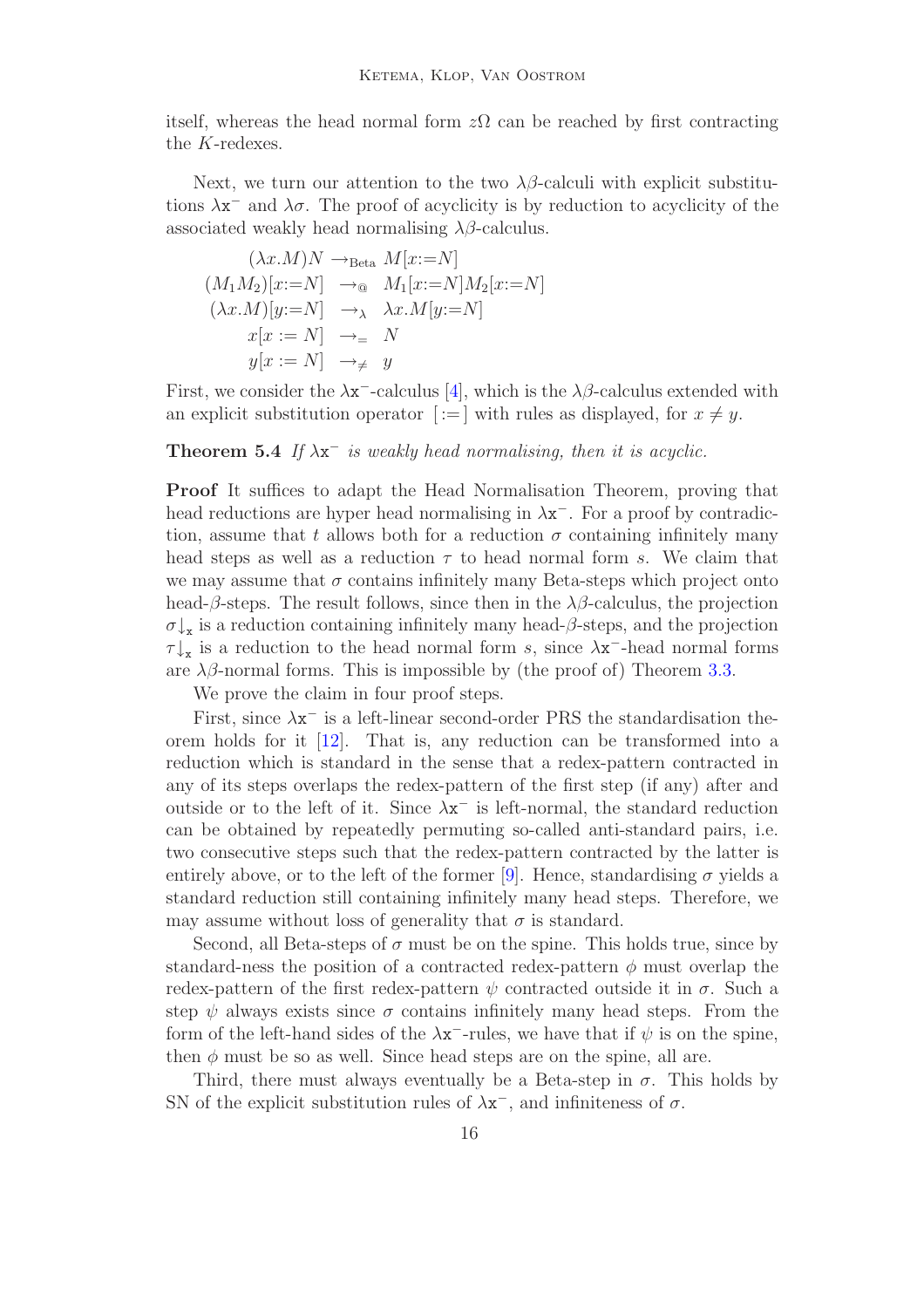itself, whereas the head normal form $z\Omega$ can be reached by first contracting the $K$-redexes.

Next, we turn our attention to the two $\lambda\beta$-calculi with explicit substitutions $\lambda\mathtt{x}^-$ and $\lambda\sigma$. The proof of acyclicity is by reduction to acyclicity of the associated weakly head normalising $\lambda\beta$-calculus.

$$
\begin{array}{rcl}
(\lambda x.M)N & \to_{\text{Beta}} & M[x{:=}N] \\
(M_1 M_2)[x{:=}N] & \to_{@} & M_1[x{:=}N]M_2[x{:=}N] \\
(\lambda x.M)[y{:=}N] & \to_{\lambda} & \lambda x.M[y{:=}N] \\
x[x := N] & \to_{=} & N \\
y[x := N] & \to_{\neq} & y
\end{array}
$$

First, we consider the $\lambda\mathtt{x}^-$-calculus [4], which is the $\lambda\beta$-calculus extended with an explicit substitution operator $[{:=}]$ with rules as displayed, for $x \neq y$.

**Theorem 5.4** *If $\lambda\mathtt{x}^-$ is weakly head normalising, then it is acyclic.*

**Proof** It suffices to adapt the Head Normalisation Theorem, proving that head reductions are hyper head normalising in $\lambda\mathtt{x}^-$. For a proof by contradiction, assume that $t$ allows both for a reduction $\sigma$ containing infinitely many head steps as well as a reduction $\tau$ to head normal form $s$. We claim that we may assume that $\sigma$ contains infinitely many Beta-steps which project onto head-$\beta$-steps. The result follows, since then in the $\lambda\beta$-calculus, the projection $\sigma{\downarrow_{\mathtt{x}}}$ is a reduction containing infinitely many head-$\beta$-steps, and the projection $\tau{\downarrow_{\mathtt{x}}}$ is a reduction to the head normal form $s$, since $\lambda\mathtt{x}^-$-head normal forms are $\lambda\beta$-normal forms. This is impossible by (the proof of) Theorem 3.3.

We prove the claim in four proof steps.

First, since $\lambda\mathtt{x}^-$ is a left-linear second-order PRS the standardisation theorem holds for it [12]. That is, any reduction can be transformed into a reduction which is standard in the sense that a redex-pattern contracted in any of its steps overlaps the redex-pattern of the first step (if any) after and outside or to the left of it. Since $\lambda\mathtt{x}^-$ is left-normal, the standard reduction can be obtained by repeatedly permuting so-called anti-standard pairs, i.e. two consecutive steps such that the redex-pattern contracted by the latter is entirely above, or to the left of the former [9]. Hence, standardising $\sigma$ yields a standard reduction still containing infinitely many head steps. Therefore, we may assume without loss of generality that $\sigma$ is standard.

Second, all Beta-steps of $\sigma$ must be on the spine. This holds true, since by standard-ness the position of a contracted redex-pattern $\phi$ must overlap the redex-pattern of the first redex-pattern $\psi$ contracted outside it in $\sigma$. Such a step $\psi$ always exists since $\sigma$ contains infinitely many head steps. From the form of the left-hand sides of the $\lambda\mathtt{x}^-$-rules, we have that if $\psi$ is on the spine, then $\phi$ must be so as well. Since head steps are on the spine, all are.

Third, there must always eventually be a Beta-step in $\sigma$. This holds by SN of the explicit substitution rules of $\lambda\mathtt{x}^-$, and infiniteness of $\sigma$.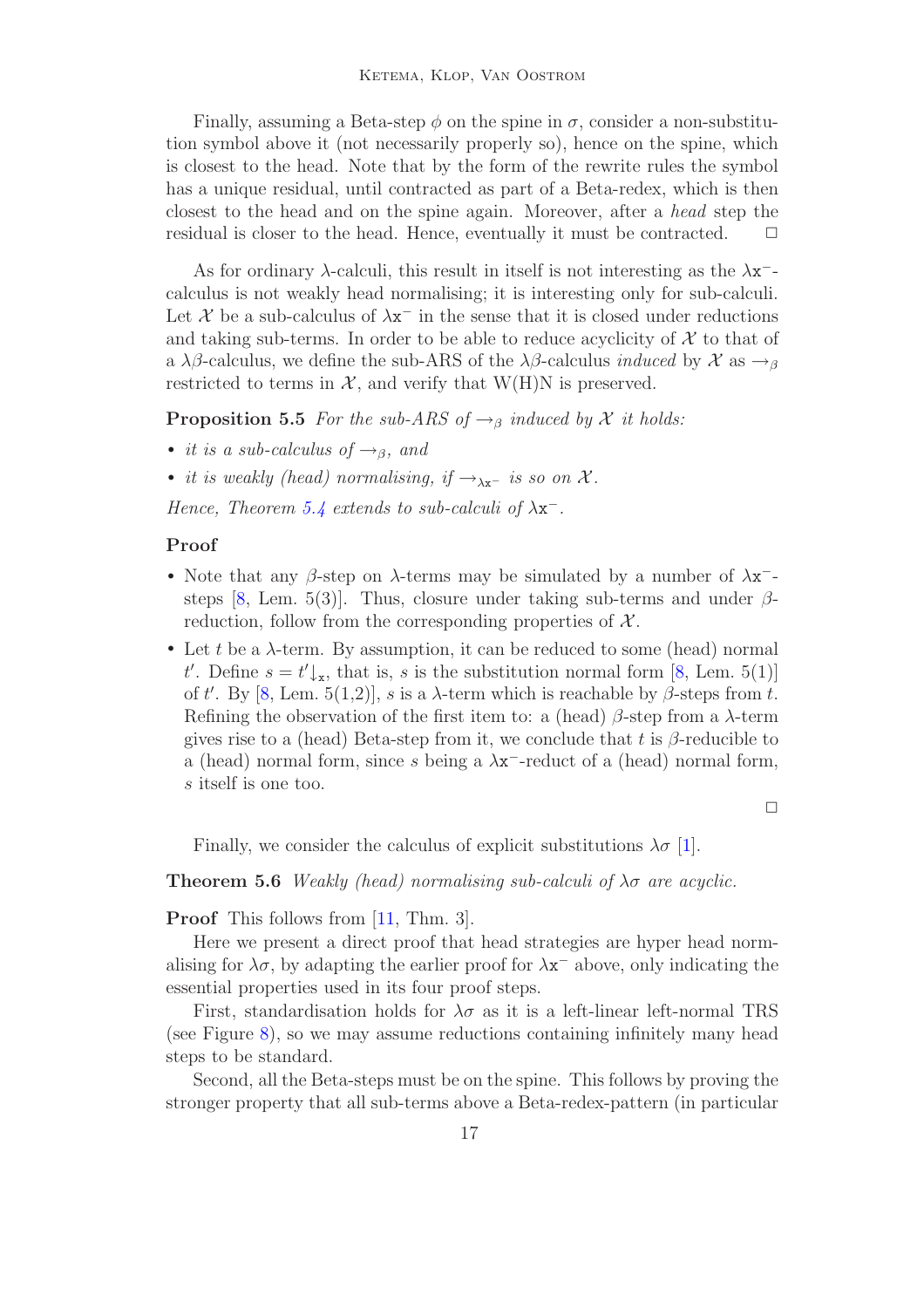Finally, assuming a Beta-step $\phi$ on the spine in $\sigma$, consider a non-substitution symbol above it (not necessarily properly so), hence on the spine, which is closest to the head. Note that by the form of the rewrite rules the symbol has a unique residual, until contracted as part of a Beta-redex, which is then closest to the head and on the spine again. Moreover, after a *head* step the residual is closer to the head. Hence, eventually it must be contracted. □

As for ordinary $\lambda$-calculi, this result in itself is not interesting as the $\lambda\mathtt{x}^-$-calculus is not weakly head normalising; it is interesting only for sub-calculi. Let $\mathcal{X}$ be a sub-calculus of $\lambda\mathtt{x}^-$ in the sense that it is closed under reductions and taking sub-terms. In order to be able to reduce acyclicity of $\mathcal{X}$ to that of a $\lambda\beta$-calculus, we define the sub-ARS of the $\lambda\beta$-calculus *induced* by $\mathcal{X}$ as $\rightarrow_\beta$ restricted to terms in $\mathcal{X}$, and verify that W(H)N is preserved.

**Proposition 5.5** *For the sub-ARS of $\rightarrow_\beta$ induced by $\mathcal{X}$ it holds:*

- *it is a sub-calculus of $\rightarrow_\beta$, and*
- *it is weakly (head) normalising, if $\rightarrow_{\lambda\mathtt{x}^-}$ is so on $\mathcal{X}$.*

*Hence, Theorem 5.4 extends to sub-calculi of $\lambda\mathtt{x}^-$.*

**Proof**

- Note that any $\beta$-step on $\lambda$-terms may be simulated by a number of $\lambda\mathtt{x}^-$-steps [8, Lem. 5(3)]. Thus, closure under taking sub-terms and under $\beta$-reduction, follow from the corresponding properties of $\mathcal{X}$.
- Let $t$ be a $\lambda$-term. By assumption, it can be reduced to some (head) normal $t'$. Define $s = t'\!\downarrow_{\mathtt{x}}$, that is, $s$ is the substitution normal form [8, Lem. 5(1)] of $t'$. By [8, Lem. 5(1,2)], $s$ is a $\lambda$-term which is reachable by $\beta$-steps from $t$. Refining the observation of the first item to: a (head) $\beta$-step from a $\lambda$-term gives rise to a (head) Beta-step from it, we conclude that $t$ is $\beta$-reducible to a (head) normal form, since $s$ being a $\lambda\mathtt{x}^-$-reduct of a (head) normal form, $s$ itself is one too.

□

Finally, we consider the calculus of explicit substitutions $\lambda\sigma$ [1].

**Theorem 5.6** *Weakly (head) normalising sub-calculi of $\lambda\sigma$ are acyclic.*

**Proof** This follows from [11, Thm. 3].

Here we present a direct proof that head strategies are hyper head normalising for $\lambda\sigma$, by adapting the earlier proof for $\lambda\mathtt{x}^-$ above, only indicating the essential properties used in its four proof steps.

First, standardisation holds for $\lambda\sigma$ as it is a left-linear left-normal TRS (see Figure 8), so we may assume reductions containing infinitely many head steps to be standard.

Second, all the Beta-steps must be on the spine. This follows by proving the stronger property that all sub-terms above a Beta-redex-pattern (in particular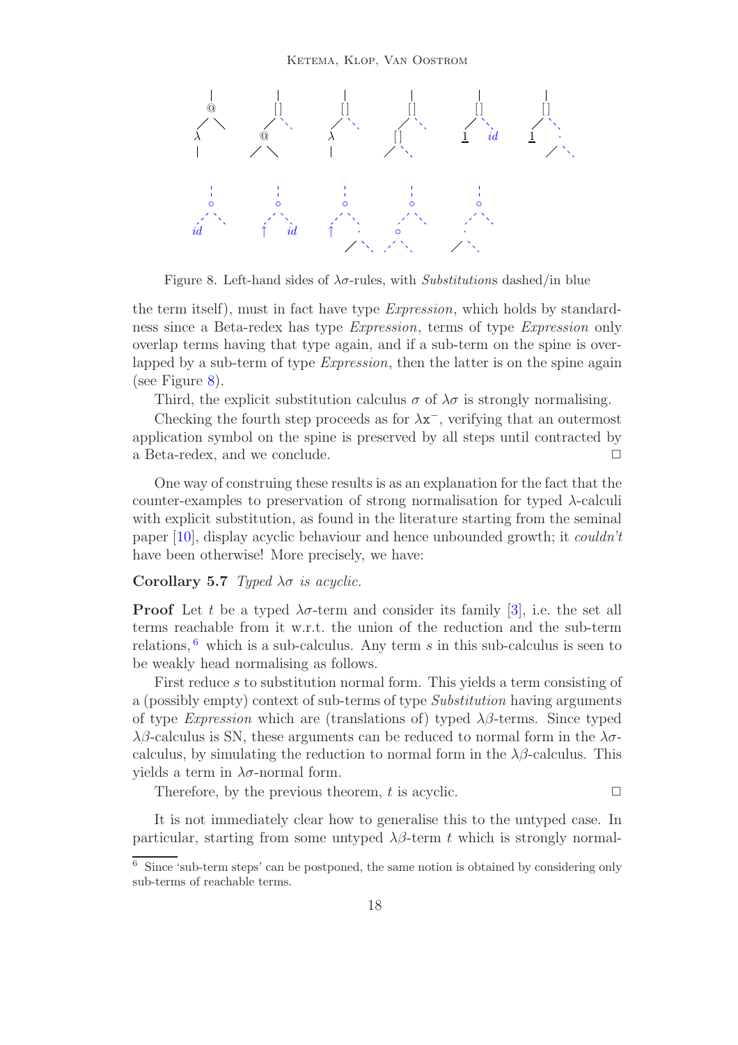Figure 8. Left-hand sides of $\lambda\sigma$-rules, with *Substitutions* dashed/in blue

the term itself), must in fact have type *Expression*, which holds by standardness since a Beta-redex has type *Expression*, terms of type *Expression* only overlap terms having that type again, and if a sub-term on the spine is overlapped by a sub-term of type *Expression*, then the latter is on the spine again (see Figure 8).

Third, the explicit substitution calculus $\sigma$ of $\lambda\sigma$ is strongly normalising.

Checking the fourth step proceeds as for $\lambda\mathtt{x}^-$, verifying that an outermost application symbol on the spine is preserved by all steps until contracted by a Beta-redex, and we conclude. □

One way of construing these results is as an explanation for the fact that the counter-examples to preservation of strong normalisation for typed $\lambda$-calculi with explicit substitution, as found in the literature starting from the seminal paper [10], display acyclic behaviour and hence unbounded growth; it *couldn't* have been otherwise! More precisely, we have:

**Corollary 5.7** *Typed $\lambda\sigma$ is acyclic.*

**Proof** Let $t$ be a typed $\lambda\sigma$-term and consider its family [3], i.e. the set all terms reachable from it w.r.t. the union of the reduction and the sub-term relations, [6] which is a sub-calculus. Any term $s$ in this sub-calculus is seen to be weakly head normalising as follows.

First reduce $s$ to substitution normal form. This yields a term consisting of a (possibly empty) context of sub-terms of type *Substitution* having arguments of type *Expression* which are (translations of) typed $\lambda\beta$-terms. Since typed $\lambda\beta$-calculus is SN, these arguments can be reduced to normal form in the $\lambda\sigma$-calculus, by simulating the reduction to normal form in the $\lambda\beta$-calculus. This yields a term in $\lambda\sigma$-normal form.

Therefore, by the previous theorem, $t$ is acyclic. □

It is not immediately clear how to generalise this to the untyped case. In particular, starting from some untyped $\lambda\beta$-term $t$ which is strongly normal-

[6] Since 'sub-term steps' can be postponed, the same notion is obtained by considering only sub-terms of reachable terms.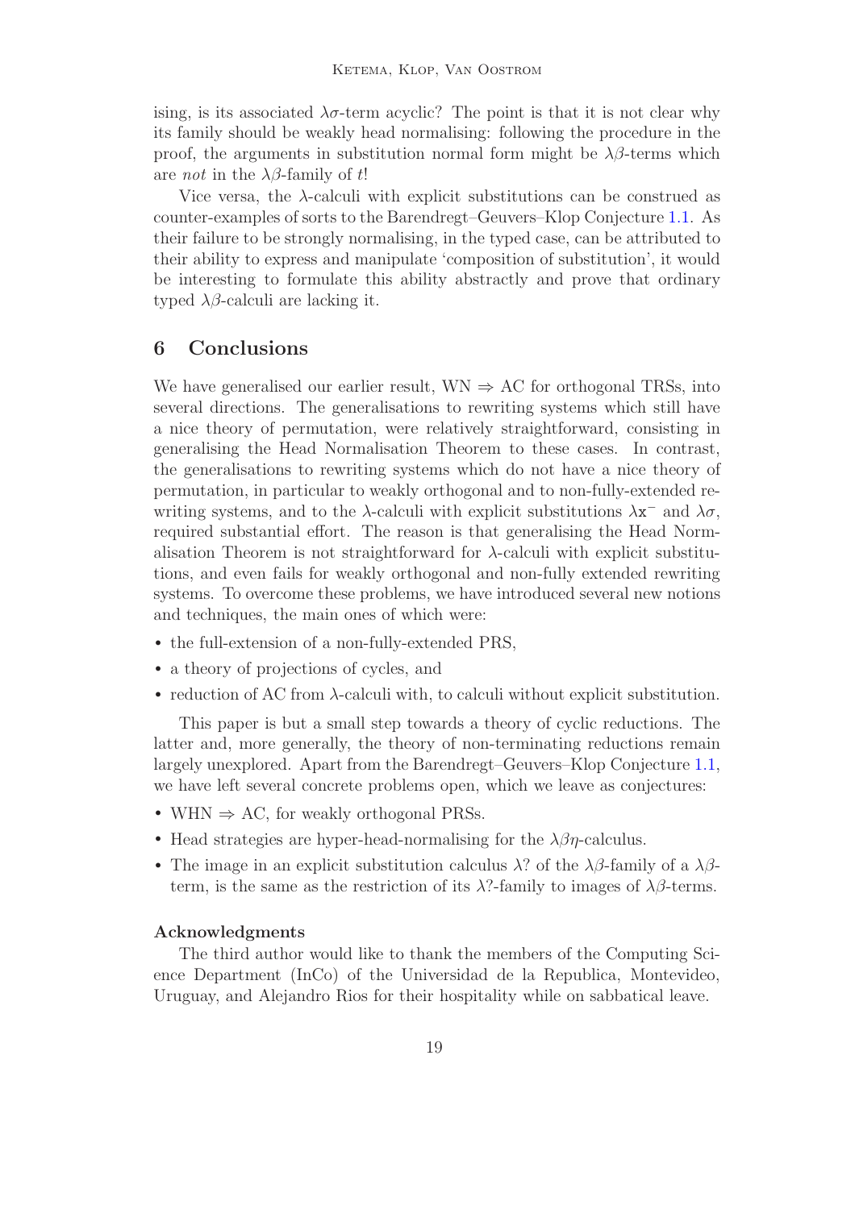ising, is its associated $\lambda\sigma$-term acyclic? The point is that it is not clear why its family should be weakly head normalising: following the procedure in the proof, the arguments in substitution normal form might be $\lambda\beta$-terms which are *not* in the $\lambda\beta$-family of $t$!

Vice versa, the $\lambda$-calculi with explicit substitutions can be construed as counter-examples of sorts to the Barendregt–Geuvers–Klop Conjecture 1.1. As their failure to be strongly normalising, in the typed case, can be attributed to their ability to express and manipulate 'composition of substitution', it would be interesting to formulate this ability abstractly and prove that ordinary typed $\lambda\beta$-calculi are lacking it.

## 6 Conclusions

We have generalised our earlier result, WN $\Rightarrow$ AC for orthogonal TRSs, into several directions. The generalisations to rewriting systems which still have a nice theory of permutation, were relatively straightforward, consisting in generalising the Head Normalisation Theorem to these cases. In contrast, the generalisations to rewriting systems which do not have a nice theory of permutation, in particular to weakly orthogonal and to non-fully-extended rewriting systems, and to the $\lambda$-calculi with explicit substitutions $\lambda\mathtt{x}^-$ and $\lambda\sigma$, required substantial effort. The reason is that generalising the Head Normalisation Theorem is not straightforward for $\lambda$-calculi with explicit substitutions, and even fails for weakly orthogonal and non-fully extended rewriting systems. To overcome these problems, we have introduced several new notions and techniques, the main ones of which were:

- the full-extension of a non-fully-extended PRS,
- a theory of projections of cycles, and
- reduction of AC from $\lambda$-calculi with, to calculi without explicit substitution.

This paper is but a small step towards a theory of cyclic reductions. The latter and, more generally, the theory of non-terminating reductions remain largely unexplored. Apart from the Barendregt–Geuvers–Klop Conjecture 1.1, we have left several concrete problems open, which we leave as conjectures:

- WHN $\Rightarrow$ AC, for weakly orthogonal PRSs.
- Head strategies are hyper-head-normalising for the $\lambda\beta\eta$-calculus.
- The image in an explicit substitution calculus $\lambda?$ of the $\lambda\beta$-family of a $\lambda\beta$-term, is the same as the restriction of its $\lambda?$-family to images of $\lambda\beta$-terms.

### Acknowledgments

The third author would like to thank the members of the Computing Science Department (InCo) of the Universidad de la Republica, Montevideo, Uruguay, and Alejandro Rios for their hospitality while on sabbatical leave.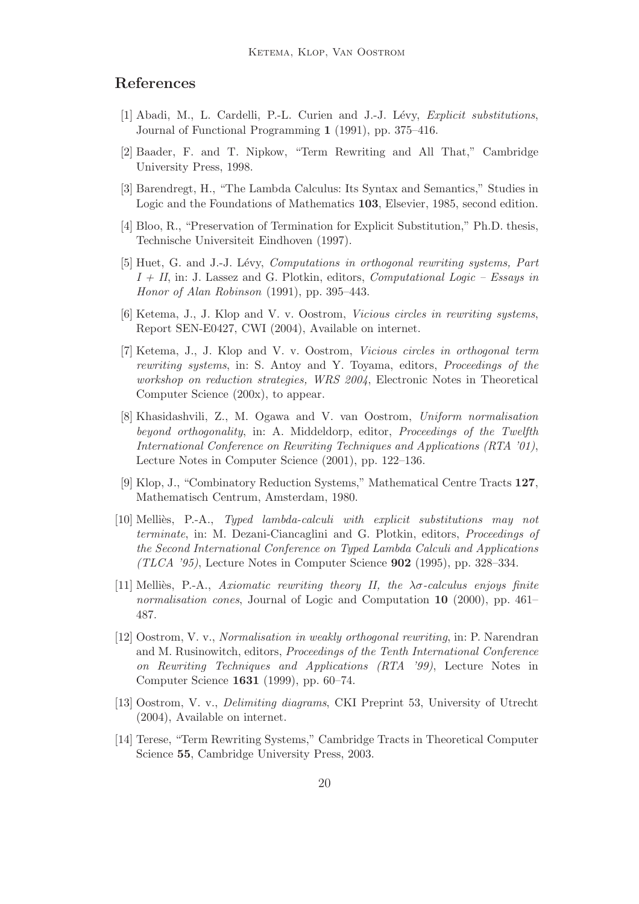## References

[1] Abadi, M., L. Cardelli, P.-L. Curien and J.-J. Lévy, *Explicit substitutions*, Journal of Functional Programming **1** (1991), pp. 375–416.

[2] Baader, F. and T. Nipkow, "Term Rewriting and All That," Cambridge University Press, 1998.

[3] Barendregt, H., "The Lambda Calculus: Its Syntax and Semantics," Studies in Logic and the Foundations of Mathematics **103**, Elsevier, 1985, second edition.

[4] Bloo, R., "Preservation of Termination for Explicit Substitution," Ph.D. thesis, Technische Universiteit Eindhoven (1997).

[5] Huet, G. and J.-J. Lévy, *Computations in orthogonal rewriting systems, Part I + II*, in: J. Lassez and G. Plotkin, editors, *Computational Logic – Essays in Honor of Alan Robinson* (1991), pp. 395–443.

[6] Ketema, J., J. Klop and V. v. Oostrom, *Vicious circles in rewriting systems*, Report SEN-E0427, CWI (2004), Available on internet.

[7] Ketema, J., J. Klop and V. v. Oostrom, *Vicious circles in orthogonal term rewriting systems*, in: S. Antoy and Y. Toyama, editors, *Proceedings of the workshop on reduction strategies, WRS 2004*, Electronic Notes in Theoretical Computer Science (200x), to appear.

[8] Khasidashvili, Z., M. Ogawa and V. van Oostrom, *Uniform normalisation beyond orthogonality*, in: A. Middeldorp, editor, *Proceedings of the Twelfth International Conference on Rewriting Techniques and Applications (RTA '01)*, Lecture Notes in Computer Science (2001), pp. 122–136.

[9] Klop, J., "Combinatory Reduction Systems," Mathematical Centre Tracts **127**, Mathematisch Centrum, Amsterdam, 1980.

[10] Melliès, P.-A., *Typed lambda-calculi with explicit substitutions may not terminate*, in: M. Dezani-Ciancaglini and G. Plotkin, editors, *Proceedings of the Second International Conference on Typed Lambda Calculi and Applications (TLCA '95)*, Lecture Notes in Computer Science **902** (1995), pp. 328–334.

[11] Melliès, P.-A., *Axiomatic rewriting theory II, the $\lambda\sigma$-calculus enjoys finite normalisation cones*, Journal of Logic and Computation **10** (2000), pp. 461–487.

[12] Oostrom, V. v., *Normalisation in weakly orthogonal rewriting*, in: P. Narendran and M. Rusinowitch, editors, *Proceedings of the Tenth International Conference on Rewriting Techniques and Applications (RTA '99)*, Lecture Notes in Computer Science **1631** (1999), pp. 60–74.

[13] Oostrom, V. v., *Delimiting diagrams*, CKI Preprint 53, University of Utrecht (2004), Available on internet.

[14] Terese, "Term Rewriting Systems," Cambridge Tracts in Theoretical Computer Science **55**, Cambridge University Press, 2003.